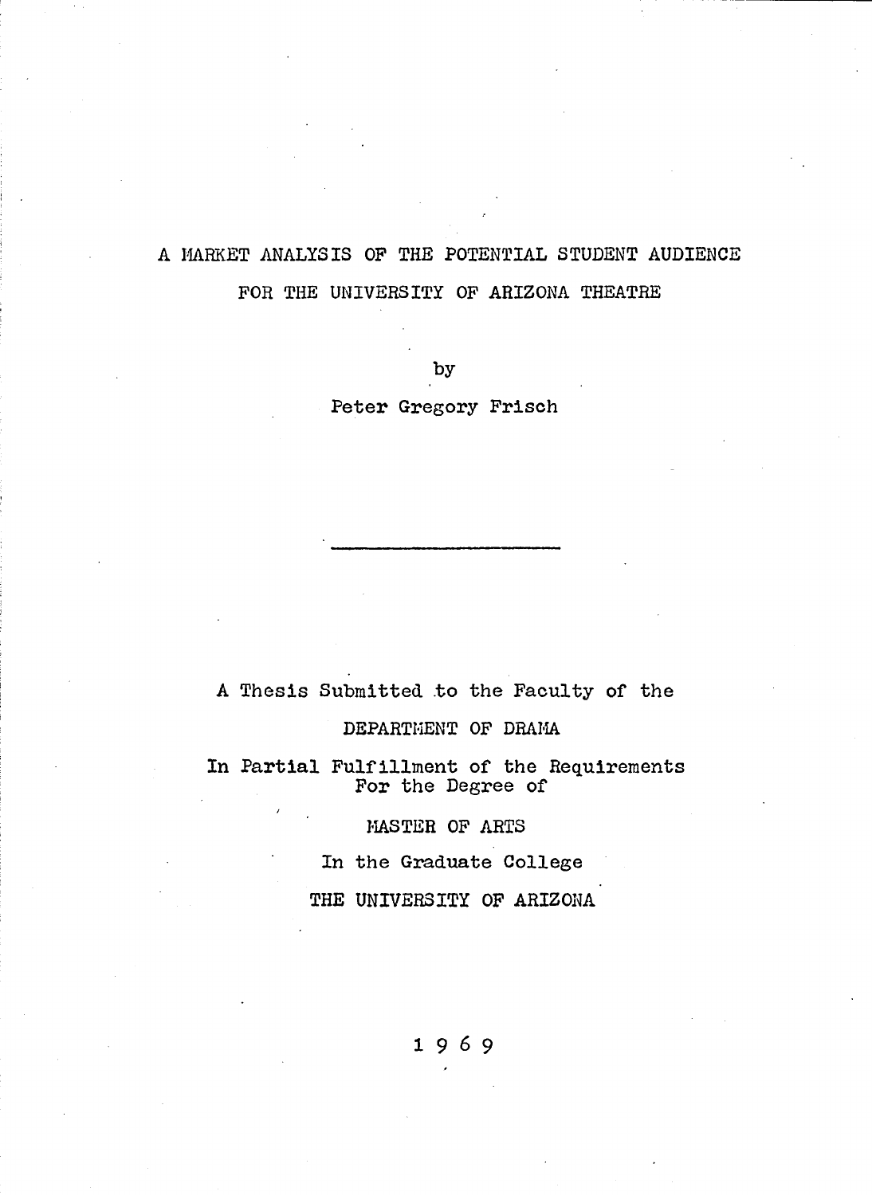# A MARKET ANALYSIS OF THE POTENTIAL STUDENT AUDIENCE FOR THE UNIVERSITY OF ARIZONA THEATRE

by

Peter Gregory Frisch

---

A Thesis Submitted to the Faculty of the

DEPARTMENT OF DRAMA

In Partial Fulfillment of the Requirements For the Degree of

MASTER OF ARTS

In the Graduate College

THE UNIVERSITY OF ARIZONA

1 9 6 9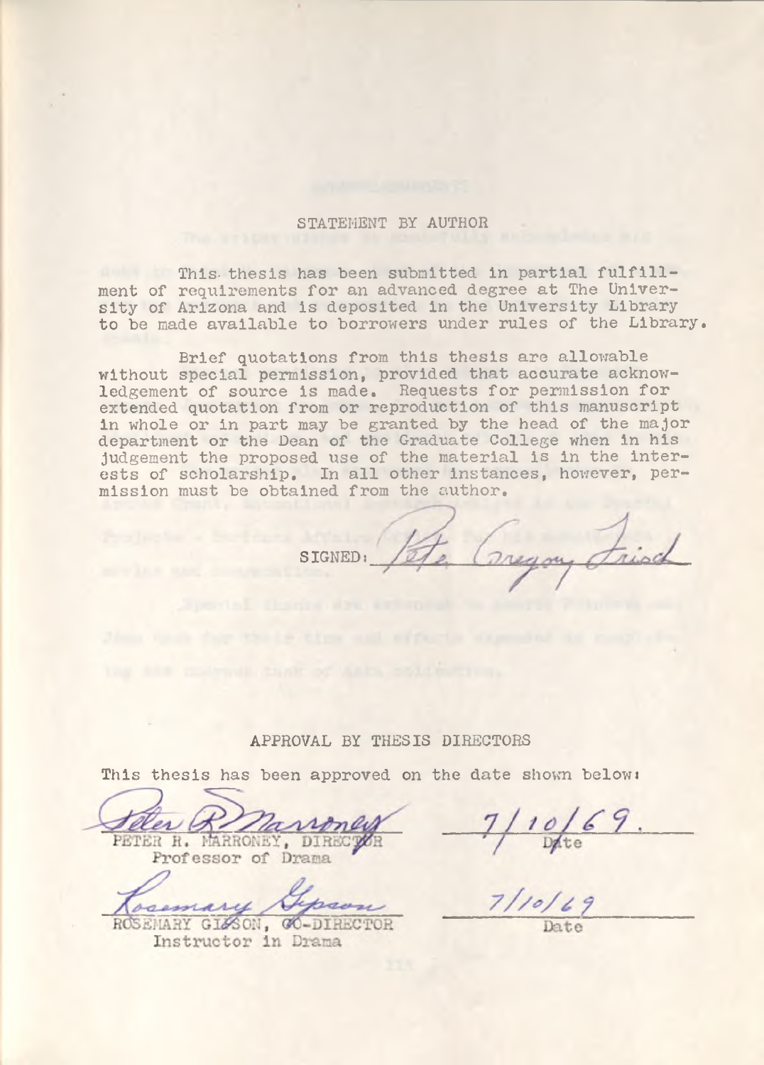## STATEMENT BY AUTHOR

This thesis has been submitted in partial fulfillment of requirements for an advanced degree at The University of Arizona and is deposited in the University Library to be made available to borrowers under rules of the Library.

Brief quotations from this thesis are allowable without special permission, provided that accurate acknowledgement of source is made. Requests for permission for extended quotation from or reproduction of this manuscript in whole or in part may be granted by the head of the major department or the Dean of the Graduate College when in his judgement the proposed use of the material is in the interests of scholarship. In all other instances, however, permission must be obtained from the author.

SIGNED: *Pete Gregory Friod*

## APPROVAL BY THESIS DIRECTORS

This thesis has been approved on the date shown below:

*Peter R. Marroney* — *7/10/69* (Date)
PETER R. MARRONEY, DIRECTOR
Professor of Drama

*Rosemary Gipson* — *7/10/69* (Date)
ROSEMARY GIPSON, CO-DIRECTOR
Instructor in Drama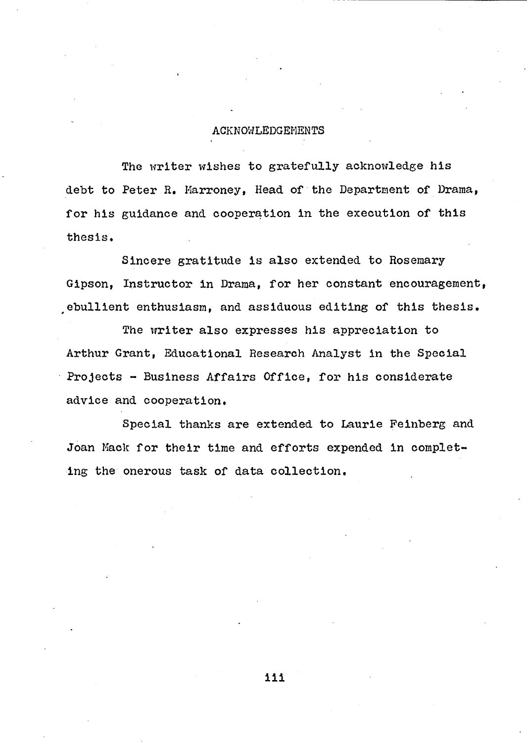# ACKNOWLEDGEMENTS

The writer wishes to gratefully acknowledge his debt to Peter R. Marroney, Head of the Department of Drama, for his guidance and cooperation in the execution of this thesis.

Sincere gratitude is also extended to Rosemary Gipson, Instructor in Drama, for her constant encouragement, ebullient enthusiasm, and assiduous editing of this thesis.

The writer also expresses his appreciation to Arthur Grant, Educational Research Analyst in the Special Projects - Business Affairs Office, for his considerate advice and cooperation.

Special thanks are extended to Laurie Feinberg and Joan Mack for their time and efforts expended in completing the onerous task of data collection.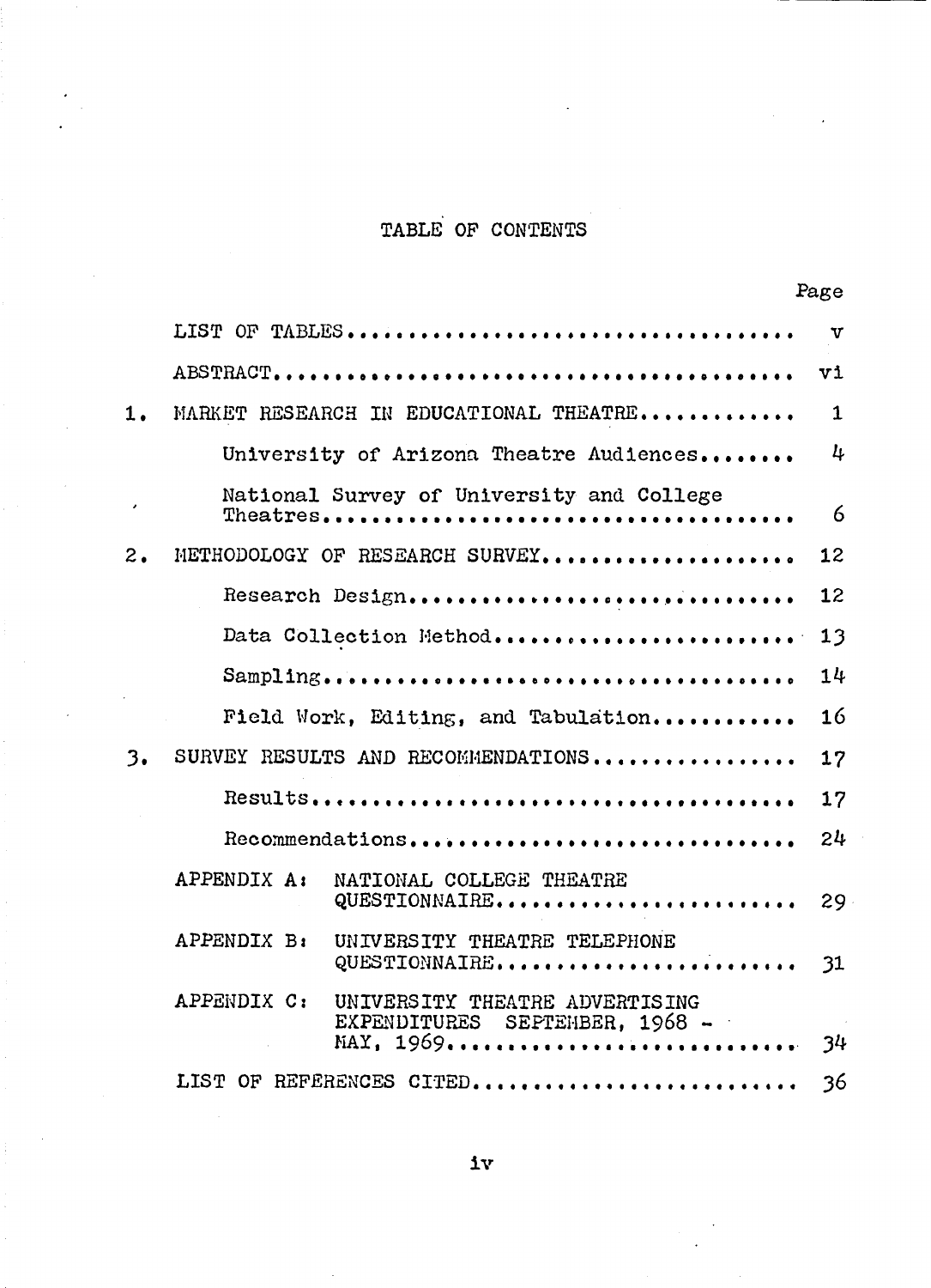# TABLE OF CONTENTS

| | | Page |
|---|---|---|
| | LIST OF TABLES | v |
| | ABSTRACT | vi |
| 1. | MARKET RESEARCH IN EDUCATIONAL THEATRE | 1 |
| | University of Arizona Theatre Audiences | 4 |
| | National Survey of University and College Theatres | 6 |
| 2. | METHODOLOGY OF RESEARCH SURVEY | 12 |
| | Research Design | 12 |
| | Data Collection Method | 13 |
| | Sampling | 14 |
| | Field Work, Editing, and Tabulation | 16 |
| 3. | SURVEY RESULTS AND RECOMMENDATIONS | 17 |
| | Results | 17 |
| | Recommendations | 24 |
| | APPENDIX A: NATIONAL COLLEGE THEATRE QUESTIONNAIRE | 29 |
| | APPENDIX B: UNIVERSITY THEATRE TELEPHONE QUESTIONNAIRE | 31 |
| | APPENDIX C: UNIVERSITY THEATRE ADVERTISING EXPENDITURES SEPTEMBER, 1968 - MAY, 1969 | 34 |
| | LIST OF REFERENCES CITED | 36 |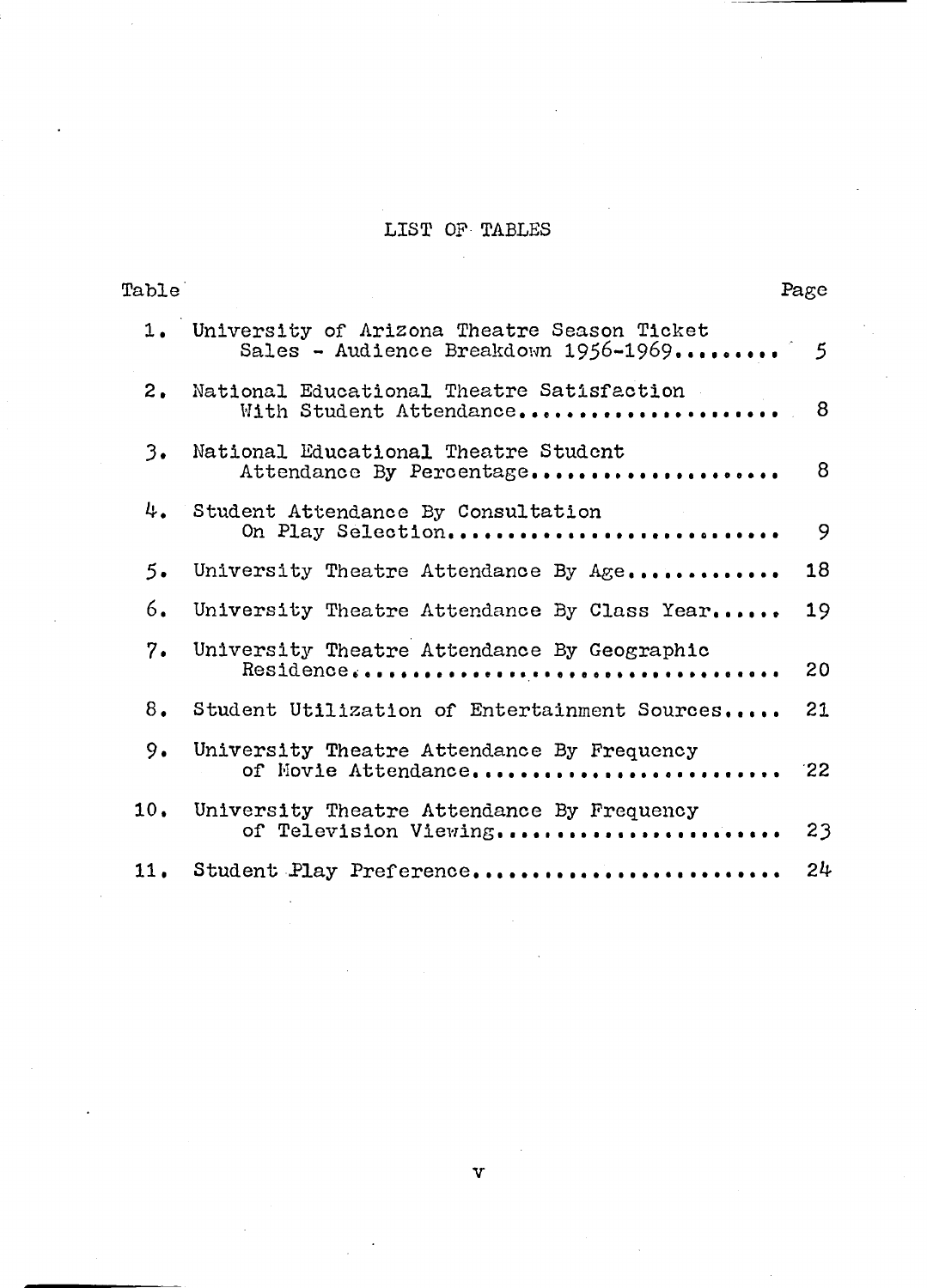# LIST OF TABLES

| Table | | Page |
|---|---|---|
| 1. | University of Arizona Theatre Season Ticket Sales - Audience Breakdown 1956-1969 | 5 |
| 2. | National Educational Theatre Satisfaction With Student Attendance | 8 |
| 3. | National Educational Theatre Student Attendance By Percentage | 8 |
| 4. | Student Attendance By Consultation On Play Selection | 9 |
| 5. | University Theatre Attendance By Age | 18 |
| 6. | University Theatre Attendance By Class Year | 19 |
| 7. | University Theatre Attendance By Geographic Residence | 20 |
| 8. | Student Utilization of Entertainment Sources | 21 |
| 9. | University Theatre Attendance By Frequency of Movie Attendance | 22 |
| 10. | University Theatre Attendance By Frequency of Television Viewing | 23 |
| 11. | Student Play Preference | 24 |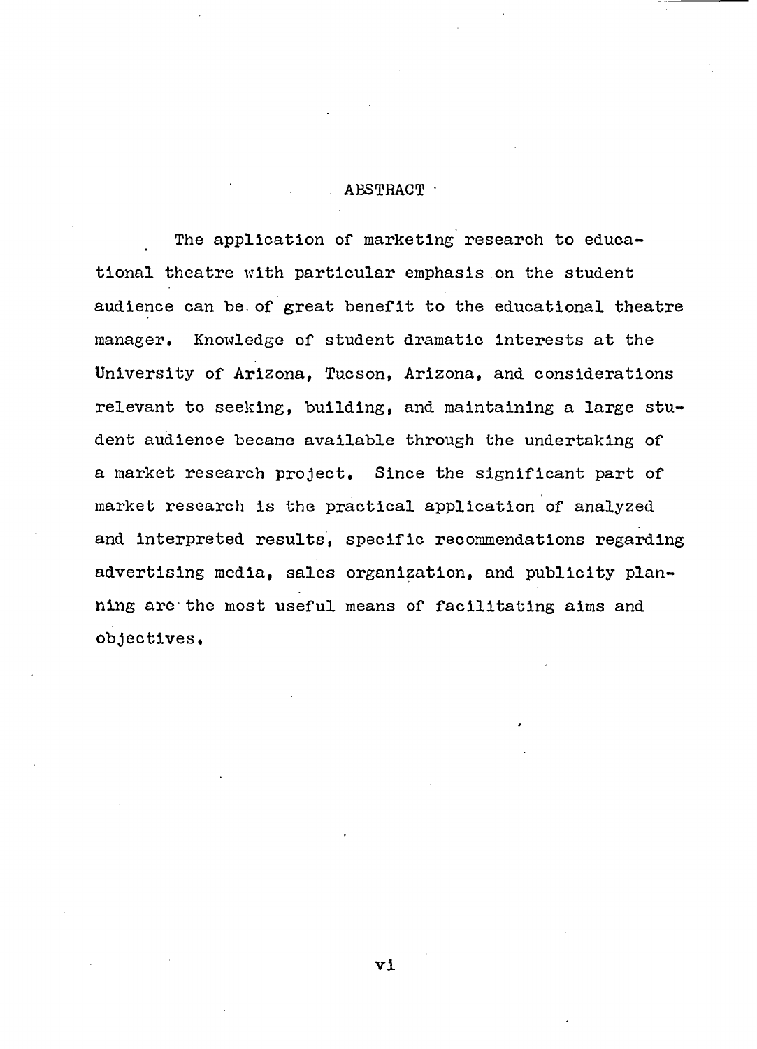# ABSTRACT

The application of marketing research to educational theatre with particular emphasis on the student audience can be of great benefit to the educational theatre manager. Knowledge of student dramatic interests at the University of Arizona, Tucson, Arizona, and considerations relevant to seeking, building, and maintaining a large student audience became available through the undertaking of a market research project. Since the significant part of market research is the practical application of analyzed and interpreted results, specific recommendations regarding advertising media, sales organization, and publicity planning are the most useful means of facilitating aims and objectives.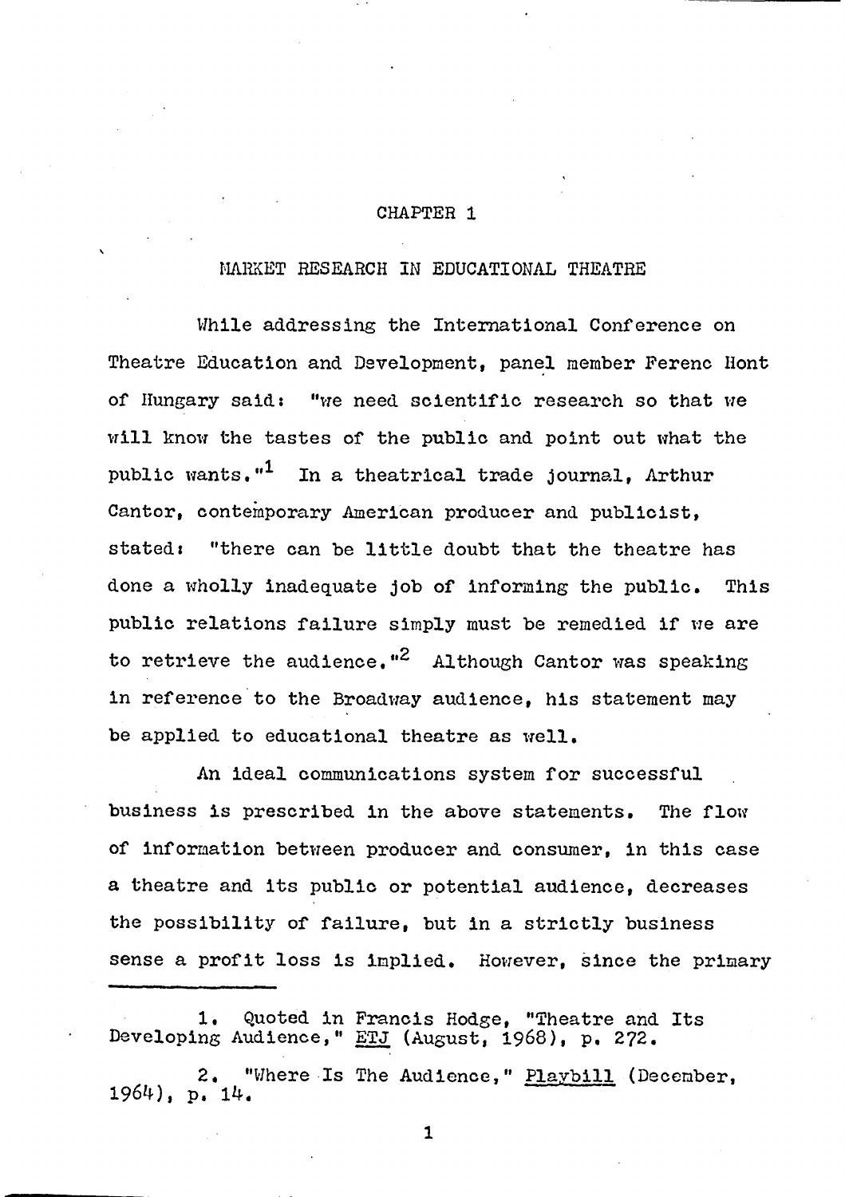# CHAPTER 1

## MARKET RESEARCH IN EDUCATIONAL THEATRE

While addressing the International Conference on Theatre Education and Development, panel member Ferenc Hont of Hungary said: "we need scientific research so that we will know the tastes of the public and point out what the public wants."[1] In a theatrical trade journal, Arthur Cantor, contemporary American producer and publicist, stated: "there can be little doubt that the theatre has done a wholly inadequate job of informing the public. This public relations failure simply must be remedied if we are to retrieve the audience."[2] Although Cantor was speaking in reference to the Broadway audience, his statement may be applied to educational theatre as well.

An ideal communications system for successful business is prescribed in the above statements. The flow of information between producer and consumer, in this case a theatre and its public or potential audience, decreases the possibility of failure, but in a strictly business sense a profit loss is implied. However, since the primary

---

1. Quoted in Francis Hodge, "Theatre and Its Developing Audience," ETJ (August, 1968), p. 272.

2. "Where Is The Audience," Playbill (December, 1964), p. 14.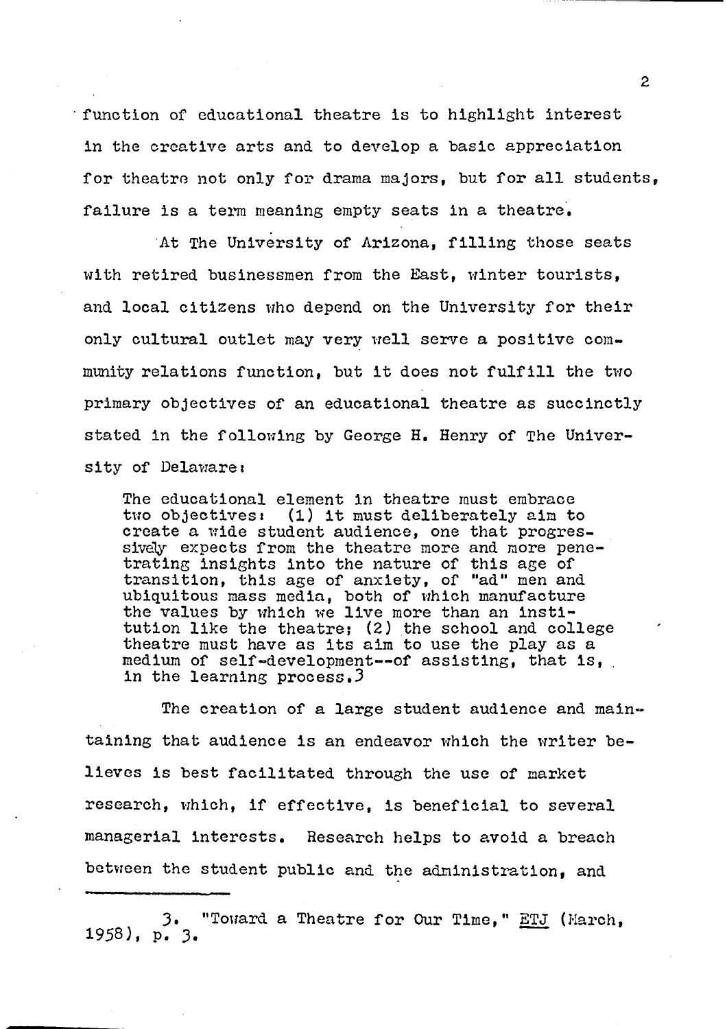function of educational theatre is to highlight interest in the creative arts and to develop a basic appreciation for theatre not only for drama majors, but for all students, failure is a term meaning empty seats in a theatre.

At The University of Arizona, filling those seats with retired businessmen from the East, winter tourists, and local citizens who depend on the University for their only cultural outlet may very well serve a positive community relations function, but it does not fulfill the two primary objectives of an educational theatre as succinctly stated in the following by George H. Henry of The University of Delaware:

> The educational element in theatre must embrace two objectives: (1) it must deliberately aim to create a wide student audience, one that progressively expects from the theatre more and more penetrating insights into the nature of this age of transition, this age of anxiety, of "ad" men and ubiquitous mass media, both of which manufacture the values by which we live more than an institution like the theatre; (2) the school and college theatre must have as its aim to use the play as a medium of self-development--of assisting, that is, in the learning process.[3]

The creation of a large student audience and maintaining that audience is an endeavor which the writer believes is best facilitated through the use of market research, which, if effective, is beneficial to several managerial interests. Research helps to avoid a breach between the student public and the administration, and

---

3. "Toward a Theatre for Our Time," <u>ETJ</u> (March, 1958), p. 3.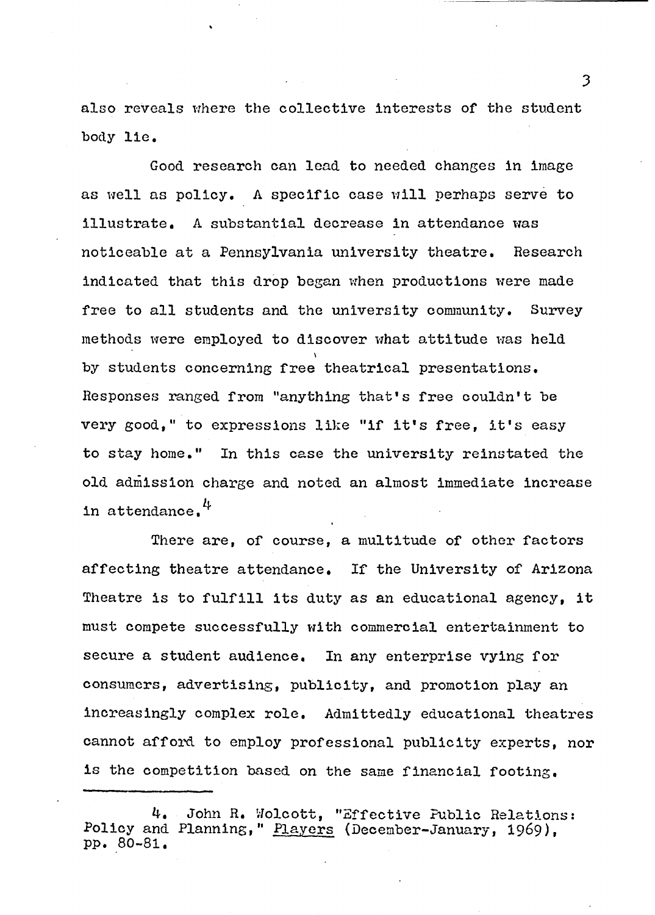also reveals where the collective interests of the student body lie.

Good research can lead to needed changes in image as well as policy. A specific case will perhaps serve to illustrate. A substantial decrease in attendance was noticeable at a Pennsylvania university theatre. Research indicated that this drop began when productions were made free to all students and the university community. Survey methods were employed to discover what attitude was held by students concerning free theatrical presentations. Responses ranged from "anything that's free couldn't be very good," to expressions like "if it's free, it's easy to stay home." In this case the university reinstated the old admission charge and noted an almost immediate increase in attendance.[4]

There are, of course, a multitude of other factors affecting theatre attendance. If the University of Arizona Theatre is to fulfill its duty as an educational agency, it must compete successfully with commercial entertainment to secure a student audience. In any enterprise vying for consumers, advertising, publicity, and promotion play an increasingly complex role. Admittedly educational theatres cannot afford to employ professional publicity experts, nor is the competition based on the same financial footing.

---

4. John R. Wolcott, "Effective Public Relations: Policy and Planning," Players (December-January, 1969), pp. 80-81.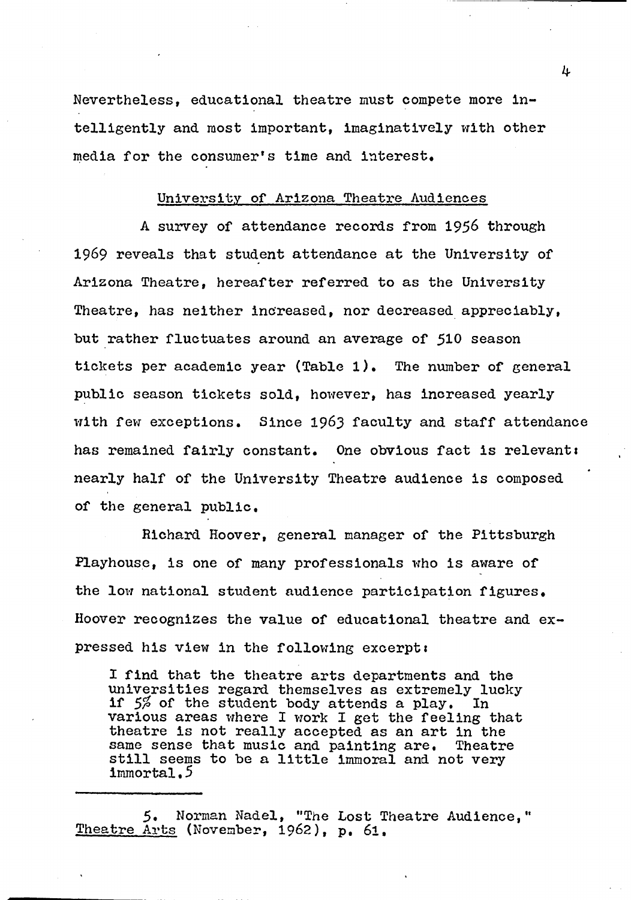Nevertheless, educational theatre must compete more intelligently and most important, imaginatively with other media for the consumer's time and interest.

## University of Arizona Theatre Audiences

A survey of attendance records from 1956 through 1969 reveals that student attendance at the University of Arizona Theatre, hereafter referred to as the University Theatre, has neither increased, nor decreased appreciably, but rather fluctuates around an average of 510 season tickets per academic year (Table 1). The number of general public season tickets sold, however, has increased yearly with few exceptions. Since 1963 faculty and staff attendance has remained fairly constant. One obvious fact is relevant: nearly half of the University Theatre audience is composed of the general public.

Richard Hoover, general manager of the Pittsburgh Playhouse, is one of many professionals who is aware of the low national student audience participation figures. Hoover recognizes the value of educational theatre and expressed his view in the following excerpt:

> I find that the theatre arts departments and the universities regard themselves as extremely lucky if 5% of the student body attends a play. In various areas where I work I get the feeling that theatre is not really accepted as an art in the same sense that music and painting are. Theatre still seems to be a little immoral and not very immortal.[5]

---

5. Norman Nadel, "The Lost Theatre Audience," *Theatre Arts* (November, 1962), p. 61.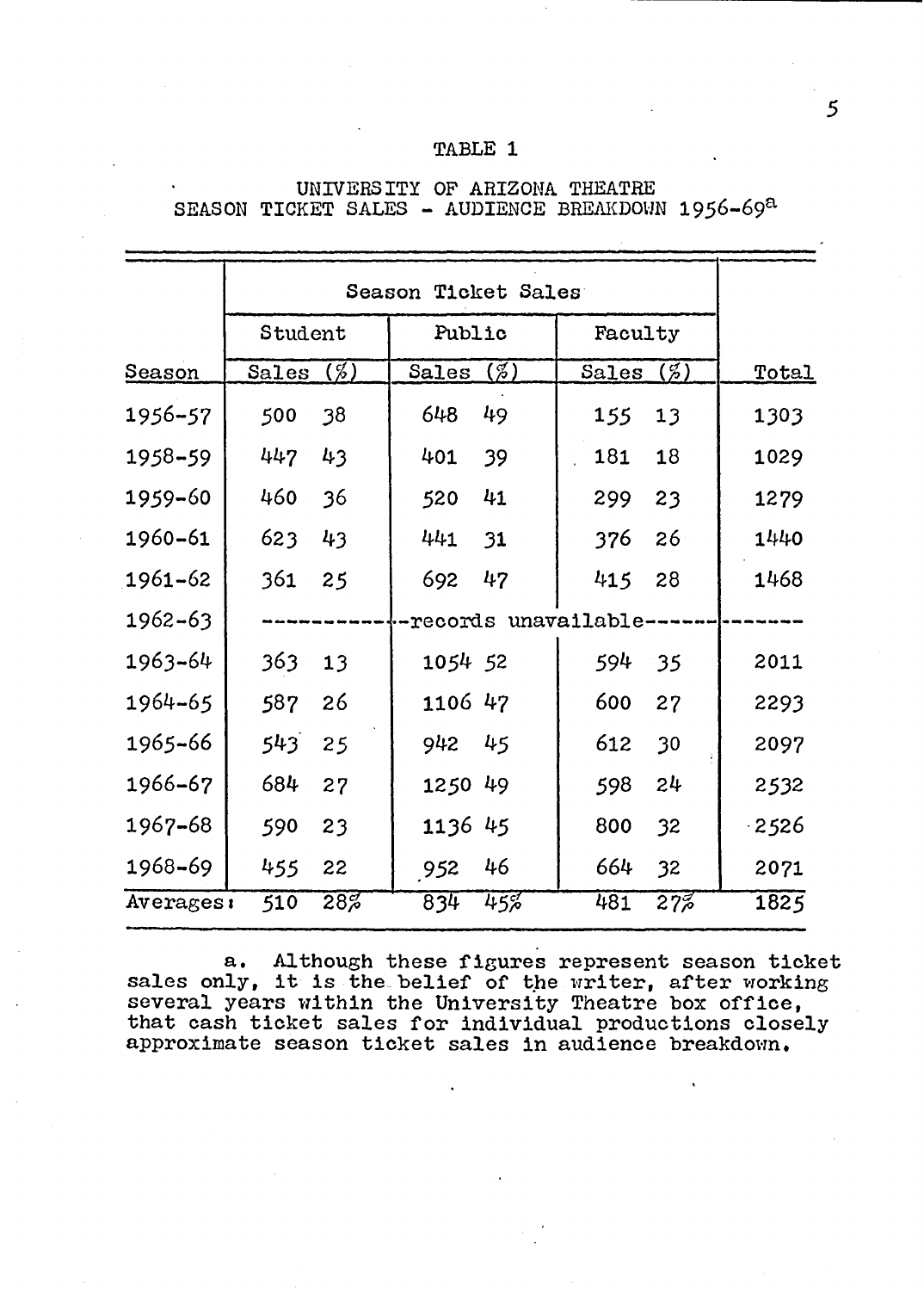TABLE 1

UNIVERSITY OF ARIZONA THEATRE
SEASON TICKET SALES - AUDIENCE BREAKDOWN 1956-69[a]

| | Season Ticket Sales | | | | | | |
|---|---|---|---|---|---|---|---|
| | Student | | Public | | Faculty | | |
| Season | Sales | (%) | Sales | (%) | Sales | (%) | Total |
| 1956-57 | 500 | 38 | 648 | 49 | 155 | 13 | 1303 |
| 1958-59 | 447 | 43 | 401 | 39 | 181 | 18 | 1029 |
| 1959-60 | 460 | 36 | 520 | 41 | 299 | 23 | 1279 |
| 1960-61 | 623 | 43 | 441 | 31 | 376 | 26 | 1440 |
| 1961-62 | 361 | 25 | 692 | 47 | 415 | 28 | 1468 |
| 1962-63 | --records unavailable-- | | | | | | |
| 1963-64 | 363 | 13 | 1054 | 52 | 594 | 35 | 2011 |
| 1964-65 | 587 | 26 | 1106 | 47 | 600 | 27 | 2293 |
| 1965-66 | 543 | 25 | 942 | 45 | 612 | 30 | 2097 |
| 1966-67 | 684 | 27 | 1250 | 49 | 598 | 24 | 2532 |
| 1967-68 | 590 | 23 | 1136 | 45 | 800 | 32 | 2526 |
| 1968-69 | 455 | 22 | 952 | 46 | 664 | 32 | 2071 |
| Averages: | 510 | 28% | 834 | 45% | 481 | 27% | 1825 |

a. Although these figures represent season ticket sales only, it is the belief of the writer, after working several years within the University Theatre box office, that cash ticket sales for individual productions closely approximate season ticket sales in audience breakdown.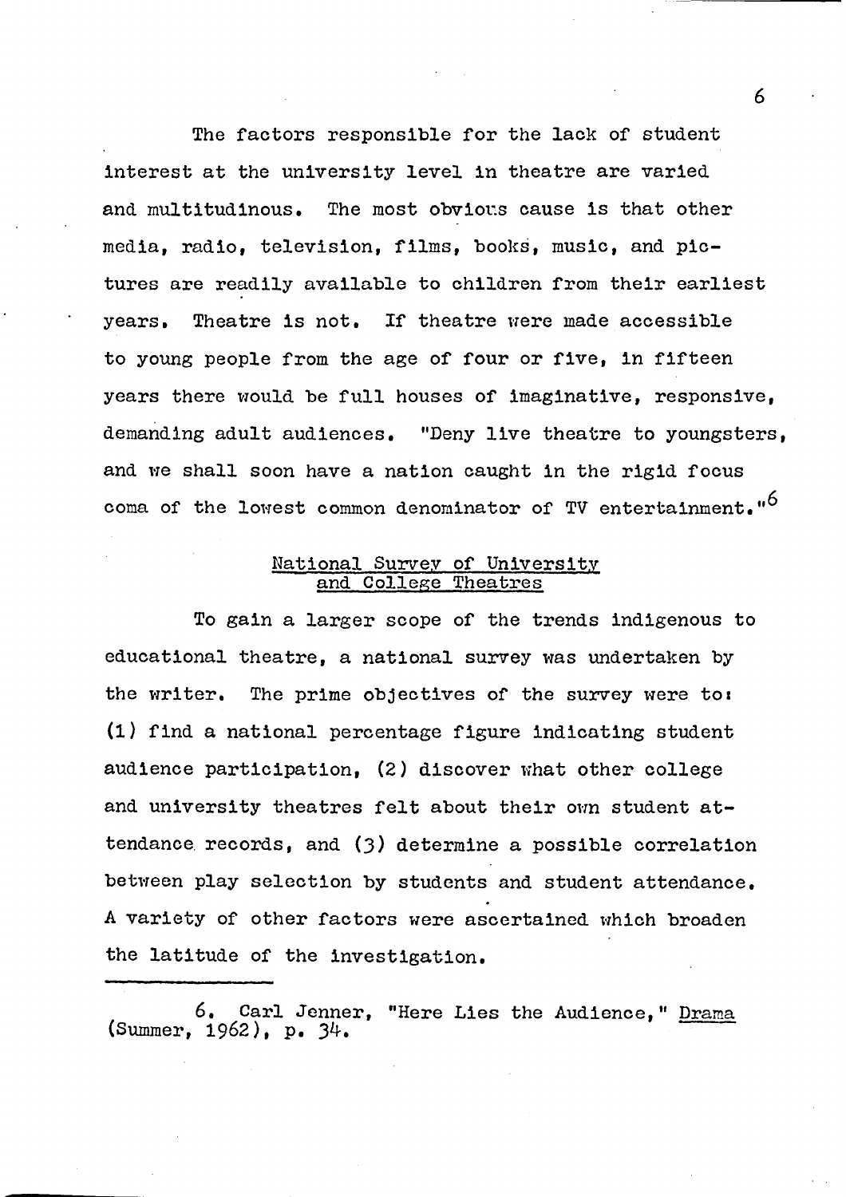The factors responsible for the lack of student interest at the university level in theatre are varied and multitudinous. The most obvious cause is that other media, radio, television, films, books, music, and pictures are readily available to children from their earliest years. Theatre is not. If theatre were made accessible to young people from the age of four or five, in fifteen years there would be full houses of imaginative, responsive, demanding adult audiences. "Deny live theatre to youngsters, and we shall soon have a nation caught in the rigid focus coma of the lowest common denominator of TV entertainment."[6]

## National Survey of University and College Theatres

To gain a larger scope of the trends indigenous to educational theatre, a national survey was undertaken by the writer. The prime objectives of the survey were to: (1) find a national percentage figure indicating student audience participation, (2) discover what other college and university theatres felt about their own student attendance records, and (3) determine a possible correlation between play selection by students and student attendance. A variety of other factors were ascertained which broaden the latitude of the investigation.

---

6. Carl Jenner, "Here Lies the Audience," Drama (Summer, 1962), p. 34.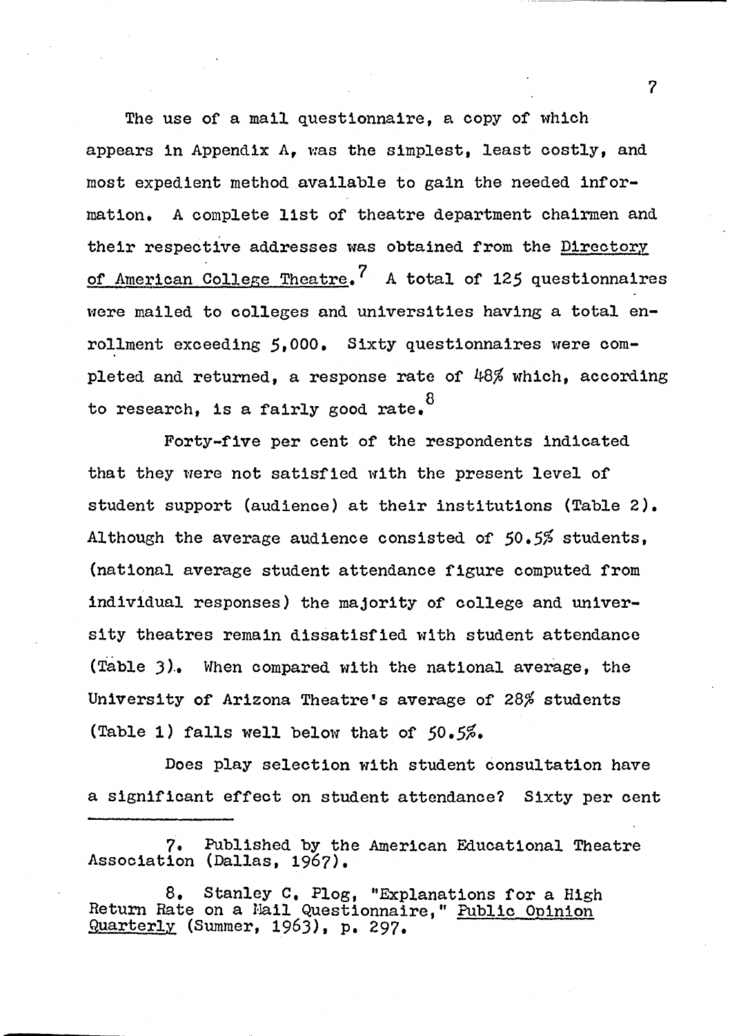The use of a mail questionnaire, a copy of which appears in Appendix A, was the simplest, least costly, and most expedient method available to gain the needed information. A complete list of theatre department chairmen and their respective addresses was obtained from the Directory of American College Theatre.[7] A total of 125 questionnaires were mailed to colleges and universities having a total enrollment exceeding 5,000. Sixty questionnaires were completed and returned, a response rate of 48% which, according to research, is a fairly good rate.[8]

Forty-five per cent of the respondents indicated that they were not satisfied with the present level of student support (audience) at their institutions (Table 2). Although the average audience consisted of 50.5% students, (national average student attendance figure computed from individual responses) the majority of college and university theatres remain dissatisfied with student attendance (Table 3). When compared with the national average, the University of Arizona Theatre's average of 28% students (Table 1) falls well below that of 50.5%.

Does play selection with student consultation have a significant effect on student attendance? Sixty per cent

---

7. Published by the American Educational Theatre Association (Dallas, 1967).

8. Stanley C. Plog, "Explanations for a High Return Rate on a Mail Questionnaire," Public Opinion Quarterly (Summer, 1963), p. 297.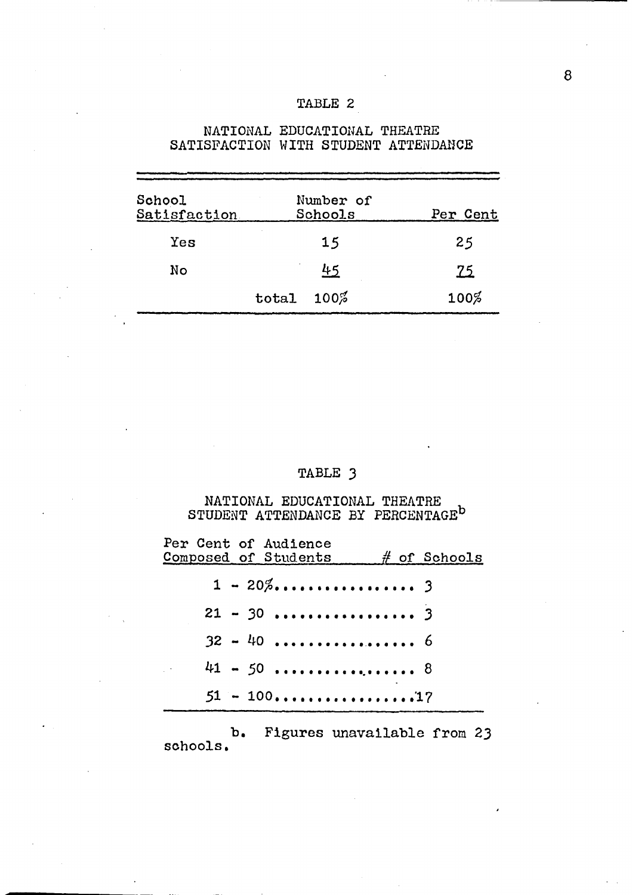TABLE 2

NATIONAL EDUCATIONAL THEATRE
SATISFACTION WITH STUDENT ATTENDANCE

| School Satisfaction | Number of Schools | Per Cent |
|---|---|---|
| Yes | 15 | 25 |
| No | 45 | 75 |
| | total 100% | 100% |

TABLE 3

NATIONAL EDUCATIONAL THEATRE
STUDENT ATTENDANCE BY PERCENTAGE[b]

| Per Cent of Audience Composed of Students | # of Schools |
|---|---|
| 1 - 20% | 3 |
| 21 - 30 | 3 |
| 32 - 40 | 6 |
| 41 - 50 | 8 |
| 51 - 100 | 17 |

b. Figures unavailable from 23 schools.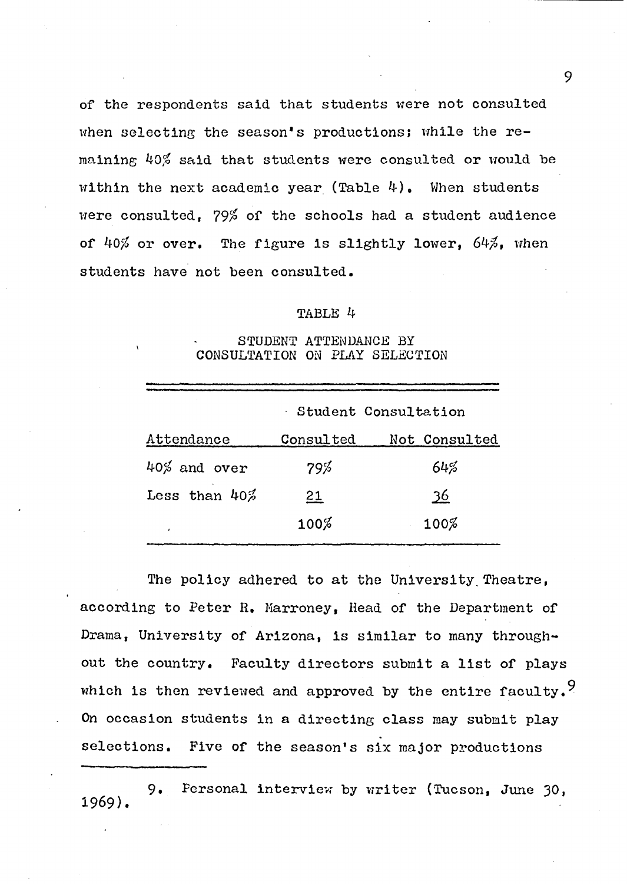of the respondents said that students were not consulted when selecting the season's productions; while the remaining 40% said that students were consulted or would be within the next academic year (Table 4). When students were consulted, 79% of the schools had a student audience of 40% or over. The figure is slightly lower, 64%, when students have not been consulted.

TABLE 4

STUDENT ATTENDANCE BY CONSULTATION ON PLAY SELECTION

| | Student Consultation | |
|---|---|---|
| Attendance | Consulted | Not Consulted |
| 40% and over | 79% | 64% |
| Less than 40% | 21 | 36 |
| | 100% | 100% |

The policy adhered to at the University Theatre, according to Peter R. Marroney, Head of the Department of Drama, University of Arizona, is similar to many throughout the country. Faculty directors submit a list of plays which is then reviewed and approved by the entire faculty.[9] On occasion students in a directing class may submit play selections. Five of the season's six major productions

---

9. Personal interview by writer (Tucson, June 30, 1969).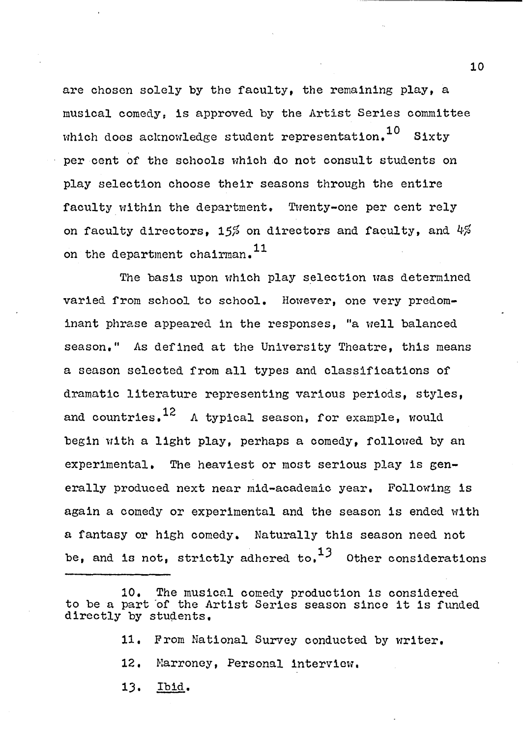are chosen solely by the faculty, the remaining play, a musical comedy, is approved by the Artist Series committee which does acknowledge student representation.[10] Sixty per cent of the schools which do not consult students on play selection choose their seasons through the entire faculty within the department. Twenty-one per cent rely on faculty directors, 15% on directors and faculty, and 4% on the department chairman.[11]

The basis upon which play selection was determined varied from school to school. However, one very predominant phrase appeared in the responses, "a well balanced season." As defined at the University Theatre, this means a season selected from all types and classifications of dramatic literature representing various periods, styles, and countries.[12] A typical season, for example, would begin with a light play, perhaps a comedy, followed by an experimental. The heaviest or most serious play is generally produced next near mid-academic year. Following is again a comedy or experimental and the season is ended with a fantasy or high comedy. Naturally this season need not be, and is not, strictly adhered to.[13] Other considerations

---

10. The musical comedy production is considered to be a part of the Artist Series season since it is funded directly by students.

11. From National Survey conducted by writer.

12. Marroney, Personal interview.

13. Ibid.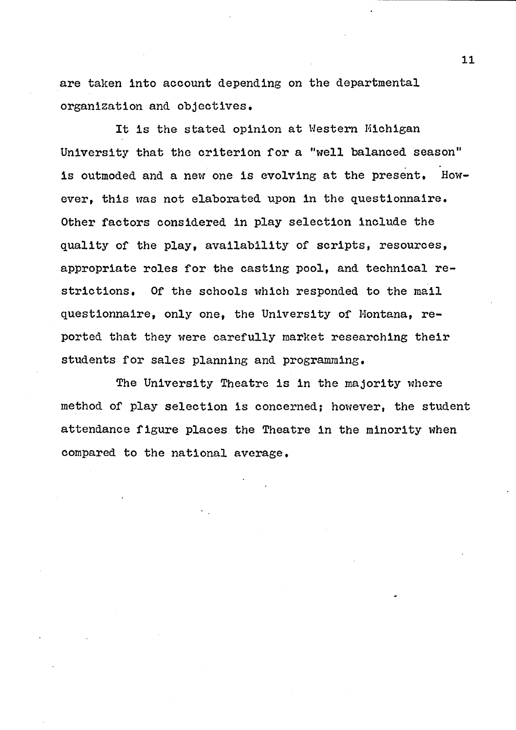are taken into account depending on the departmental organization and objectives.

It is the stated opinion at Western Michigan University that the criterion for a "well balanced season" is outmoded and a new one is evolving at the present. However, this was not elaborated upon in the questionnaire. Other factors considered in play selection include the quality of the play, availability of scripts, resources, appropriate roles for the casting pool, and technical restrictions. Of the schools which responded to the mail questionnaire, only one, the University of Montana, reported that they were carefully market researching their students for sales planning and programming.

The University Theatre is in the majority where method of play selection is concerned; however, the student attendance figure places the Theatre in the minority when compared to the national average.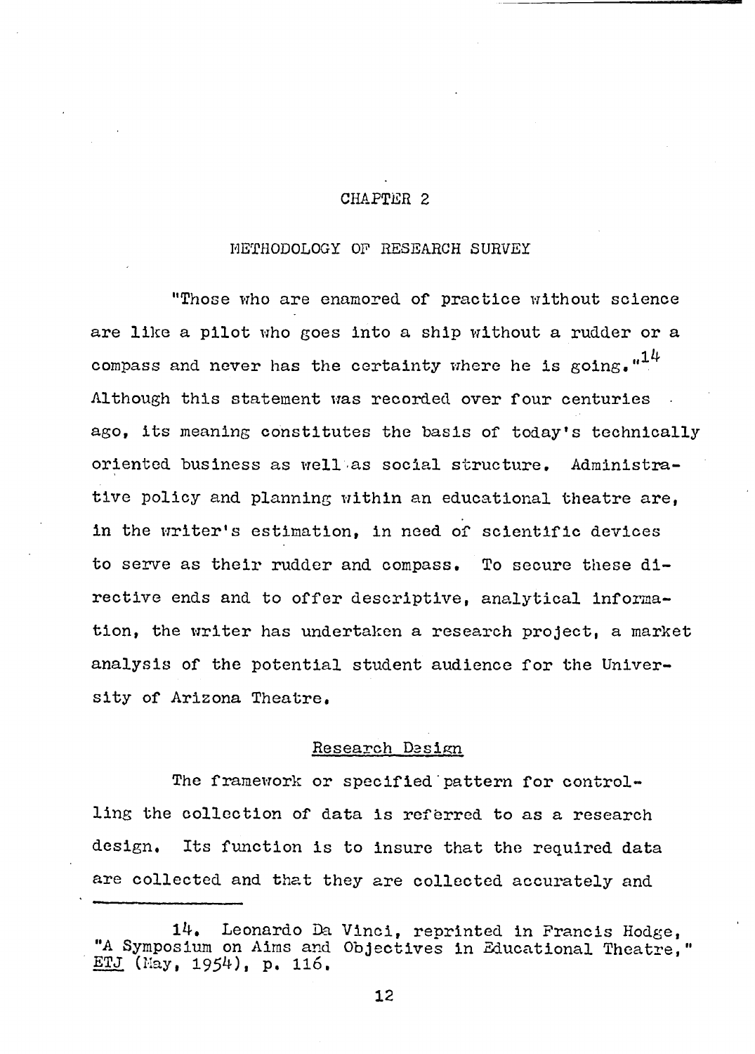# CHAPTER 2

## METHODOLOGY OF RESEARCH SURVEY

"Those who are enamored of practice without science are like a pilot who goes into a ship without a rudder or a compass and never has the certainty where he is going."[14] Although this statement was recorded over four centuries ago, its meaning constitutes the basis of today's technically oriented business as well as social structure. Administrative policy and planning within an educational theatre are, in the writer's estimation, in need of scientific devices to serve as their rudder and compass. To secure these directive ends and to offer descriptive, analytical information, the writer has undertaken a research project, a market analysis of the potential student audience for the University of Arizona Theatre.

### Research Design

The framework or specified pattern for controlling the collection of data is referred to as a research design. Its function is to insure that the required data are collected and that they are collected accurately and

---

14. Leonardo Da Vinci, reprinted in Francis Hodge, "A Symposium on Aims and Objectives in Educational Theatre," ETJ (May, 1954), p. 116.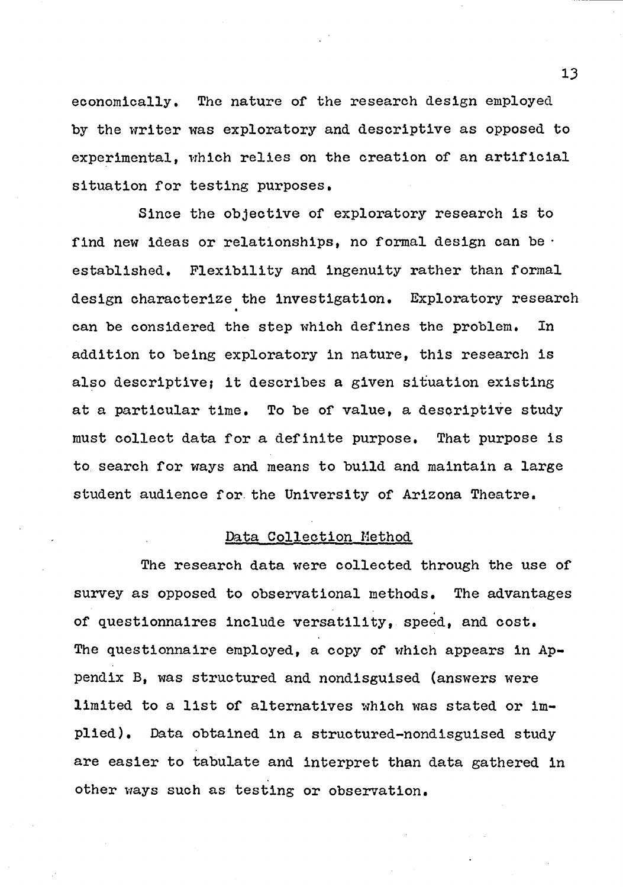economically. The nature of the research design employed by the writer was exploratory and descriptive as opposed to experimental, which relies on the creation of an artificial situation for testing purposes.

Since the objective of exploratory research is to find new ideas or relationships, no formal design can be established. Flexibility and ingenuity rather than formal design characterize the investigation. Exploratory research can be considered the step which defines the problem. In addition to being exploratory in nature, this research is also descriptive; it describes a given situation existing at a particular time. To be of value, a descriptive study must collect data for a definite purpose. That purpose is to search for ways and means to build and maintain a large student audience for the University of Arizona Theatre.

## Data Collection Method

The research data were collected through the use of survey as opposed to observational methods. The advantages of questionnaires include versatility, speed, and cost. The questionnaire employed, a copy of which appears in Appendix B, was structured and nondisguised (answers were limited to a list of alternatives which was stated or implied). Data obtained in a structured-nondisguised study are easier to tabulate and interpret than data gathered in other ways such as testing or observation.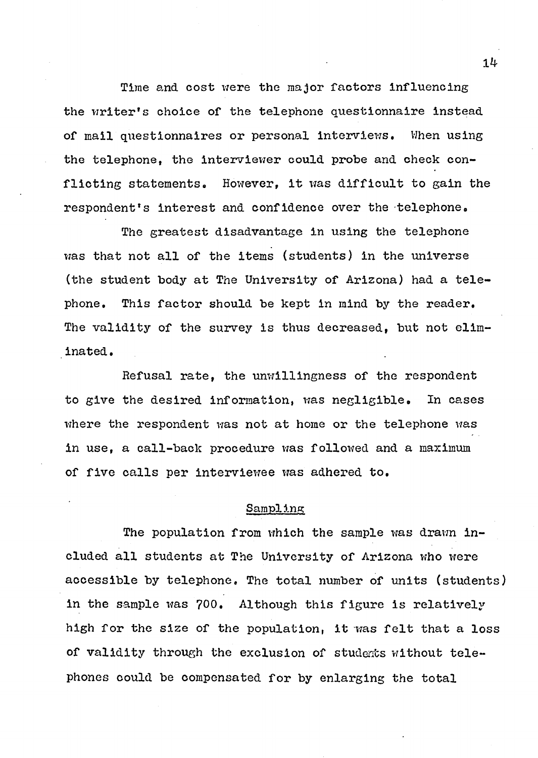Time and cost were the major factors influencing the writer's choice of the telephone questionnaire instead of mail questionnaires or personal interviews. When using the telephone, the interviewer could probe and check conflicting statements. However, it was difficult to gain the respondent's interest and confidence over the telephone.

The greatest disadvantage in using the telephone was that not all of the items (students) in the universe (the student body at The University of Arizona) had a telephone. This factor should be kept in mind by the reader. The validity of the survey is thus decreased, but not eliminated.

Refusal rate, the unwillingness of the respondent to give the desired information, was negligible. In cases where the respondent was not at home or the telephone was in use, a call-back procedure was followed and a maximum of five calls per interviewee was adhered to.

## Sampling

The population from which the sample was drawn included all students at The University of Arizona who were accessible by telephone. The total number of units (students) in the sample was 700. Although this figure is relatively high for the size of the population, it was felt that a loss of validity through the exclusion of students without telephones could be compensated for by enlarging the total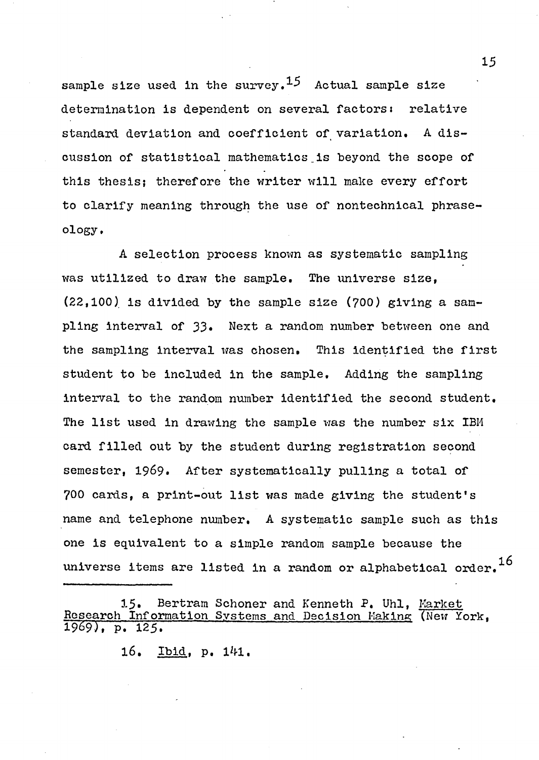sample size used in the survey.[15] Actual sample size determination is dependent on several factors: relative standard deviation and coefficient of variation. A discussion of statistical mathematics is beyond the scope of this thesis; therefore the writer will make every effort to clarify meaning through the use of nontechnical phraseology.

A selection process known as systematic sampling was utilized to draw the sample. The universe size, (22,100) is divided by the sample size (700) giving a sampling interval of 33. Next a random number between one and the sampling interval was chosen. This identified the first student to be included in the sample. Adding the sampling interval to the random number identified the second student. The list used in drawing the sample was the number six IBM card filled out by the student during registration second semester, 1969. After systematically pulling a total of 700 cards, a print-out list was made giving the student's name and telephone number. A systematic sample such as this one is equivalent to a simple random sample because the universe items are listed in a random or alphabetical order.[16]

---

15. Bertram Schoner and Kenneth P. Uhl, Market Research Information Systems and Decision Making (New York, 1969), p. 125.

16. Ibid, p. 141.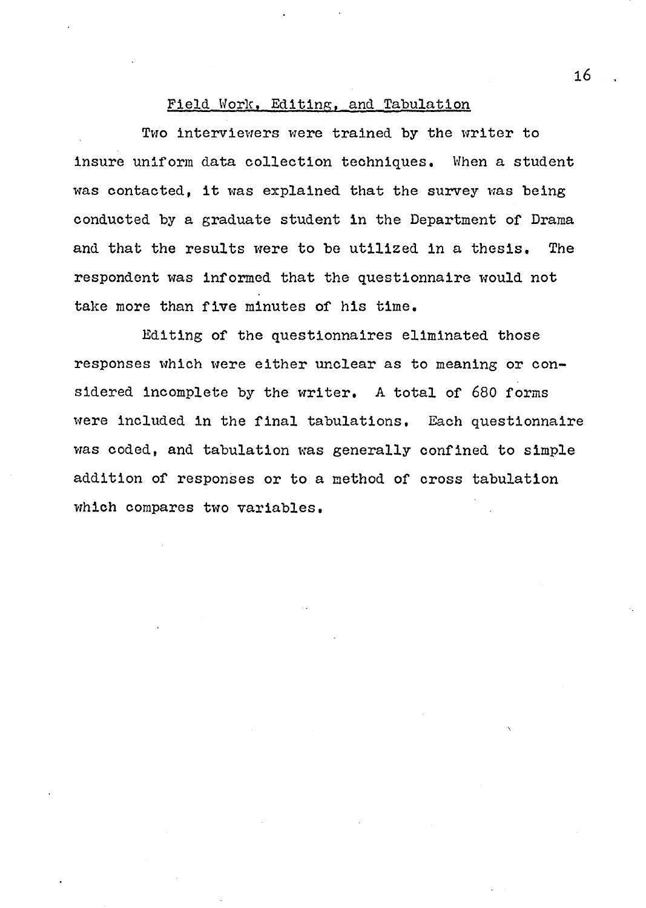## Field Work, Editing, and Tabulation

Two interviewers were trained by the writer to insure uniform data collection techniques. When a student was contacted, it was explained that the survey was being conducted by a graduate student in the Department of Drama and that the results were to be utilized in a thesis. The respondent was informed that the questionnaire would not take more than five minutes of his time.

Editing of the questionnaires eliminated those responses which were either unclear as to meaning or considered incomplete by the writer. A total of 680 forms were included in the final tabulations. Each questionnaire was coded, and tabulation was generally confined to simple addition of responses or to a method of cross tabulation which compares two variables.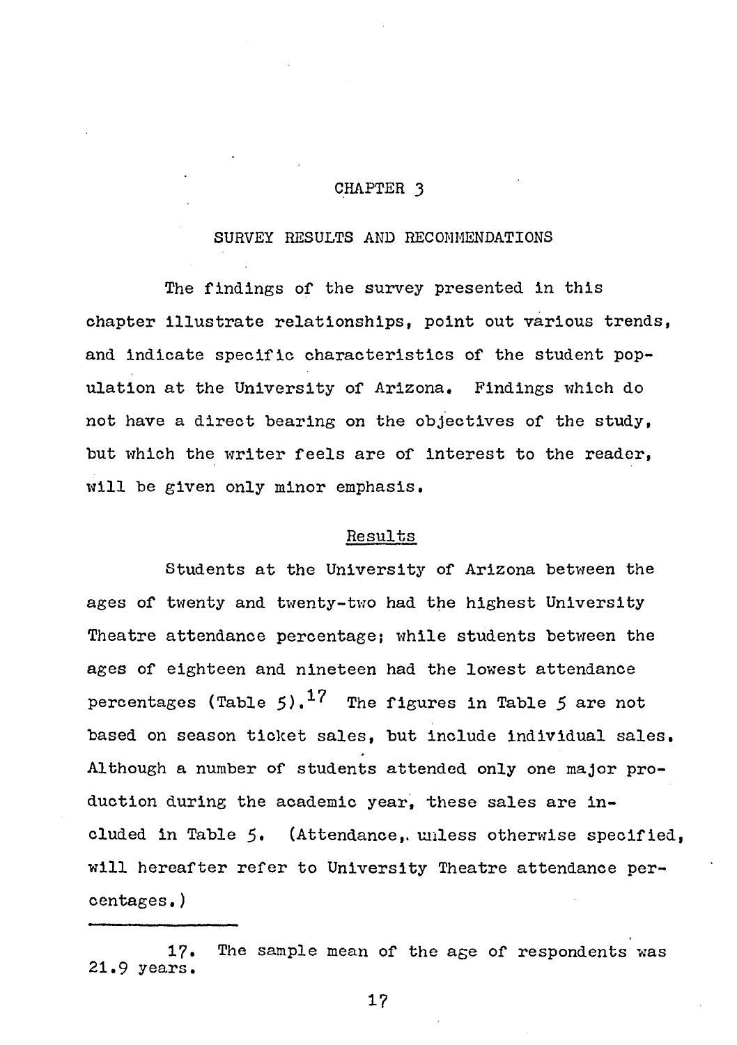# CHAPTER 3

## SURVEY RESULTS AND RECOMMENDATIONS

The findings of the survey presented in this chapter illustrate relationships, point out various trends, and indicate specific characteristics of the student population at the University of Arizona. Findings which do not have a direct bearing on the objectives of the study, but which the writer feels are of interest to the reader, will be given only minor emphasis.

### Results

Students at the University of Arizona between the ages of twenty and twenty-two had the highest University Theatre attendance percentage; while students between the ages of eighteen and nineteen had the lowest attendance percentages (Table 5).[17] The figures in Table 5 are not based on season ticket sales, but include individual sales. Although a number of students attended only one major production during the academic year, these sales are included in Table 5. (Attendance, unless otherwise specified, will hereafter refer to University Theatre attendance percentages.)

---

17. The sample mean of the age of respondents was 21.9 years.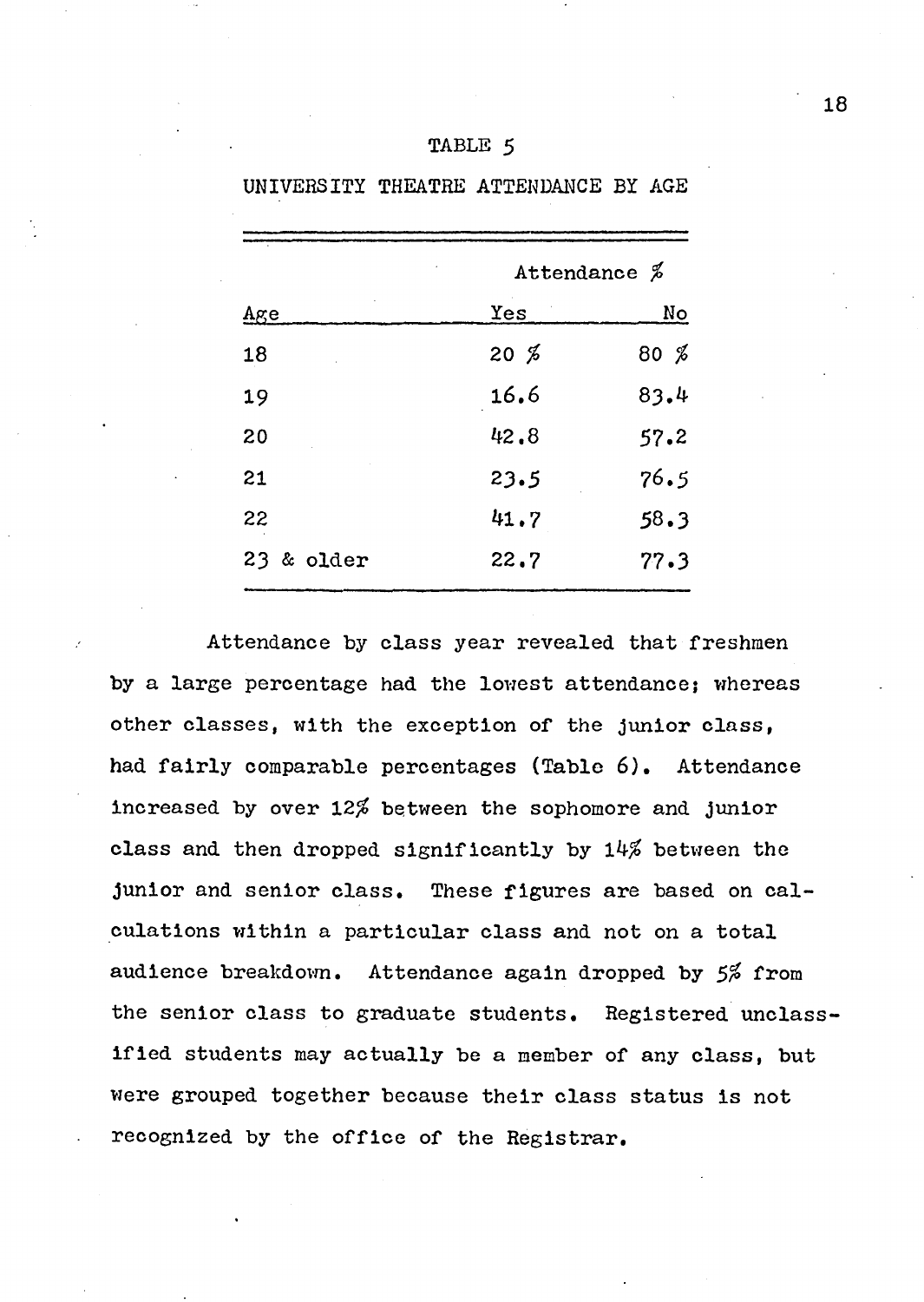TABLE 5

UNIVERSITY THEATRE ATTENDANCE BY AGE

| | Attendance % | |
|---|---|---|
| Age | Yes | No |
| 18 | 20 % | 80 % |
| 19 | 16.6 | 83.4 |
| 20 | 42.8 | 57.2 |
| 21 | 23.5 | 76.5 |
| 22 | 41.7 | 58.3 |
| 23 & older | 22.7 | 77.3 |

Attendance by class year revealed that freshmen by a large percentage had the lowest attendance; whereas other classes, with the exception of the junior class, had fairly comparable percentages (Table 6). Attendance increased by over 12% between the sophomore and junior class and then dropped significantly by 14% between the junior and senior class. These figures are based on calculations within a particular class and not on a total audience breakdown. Attendance again dropped by 5% from the senior class to graduate students. Registered unclassified students may actually be a member of any class, but were grouped together because their class status is not recognized by the office of the Registrar.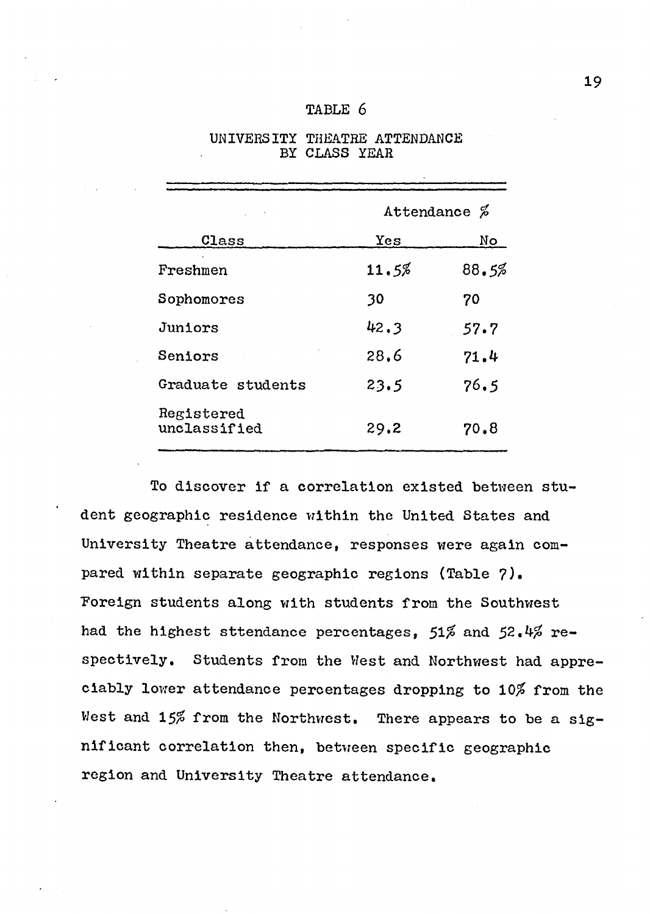TABLE 6

UNIVERSITY THEATRE ATTENDANCE BY CLASS YEAR

| | Attendance % | |
|---|---|---|
| Class | Yes | No |
| Freshmen | 11.5% | 88.5% |
| Sophomores | 30 | 70 |
| Juniors | 42.3 | 57.7 |
| Seniors | 28.6 | 71.4 |
| Graduate students | 23.5 | 76.5 |
| Registered unclassified | 29.2 | 70.8 |

To discover if a correlation existed between student geographic residence within the United States and University Theatre attendance, responses were again compared within separate geographic regions (Table 7). Foreign students along with students from the Southwest had the highest sttendance percentages, 51% and 52.4% respectively. Students from the West and Northwest had appreciably lower attendance percentages dropping to 10% from the West and 15% from the Northwest. There appears to be a significant correlation then, between specific geographic region and University Theatre attendance.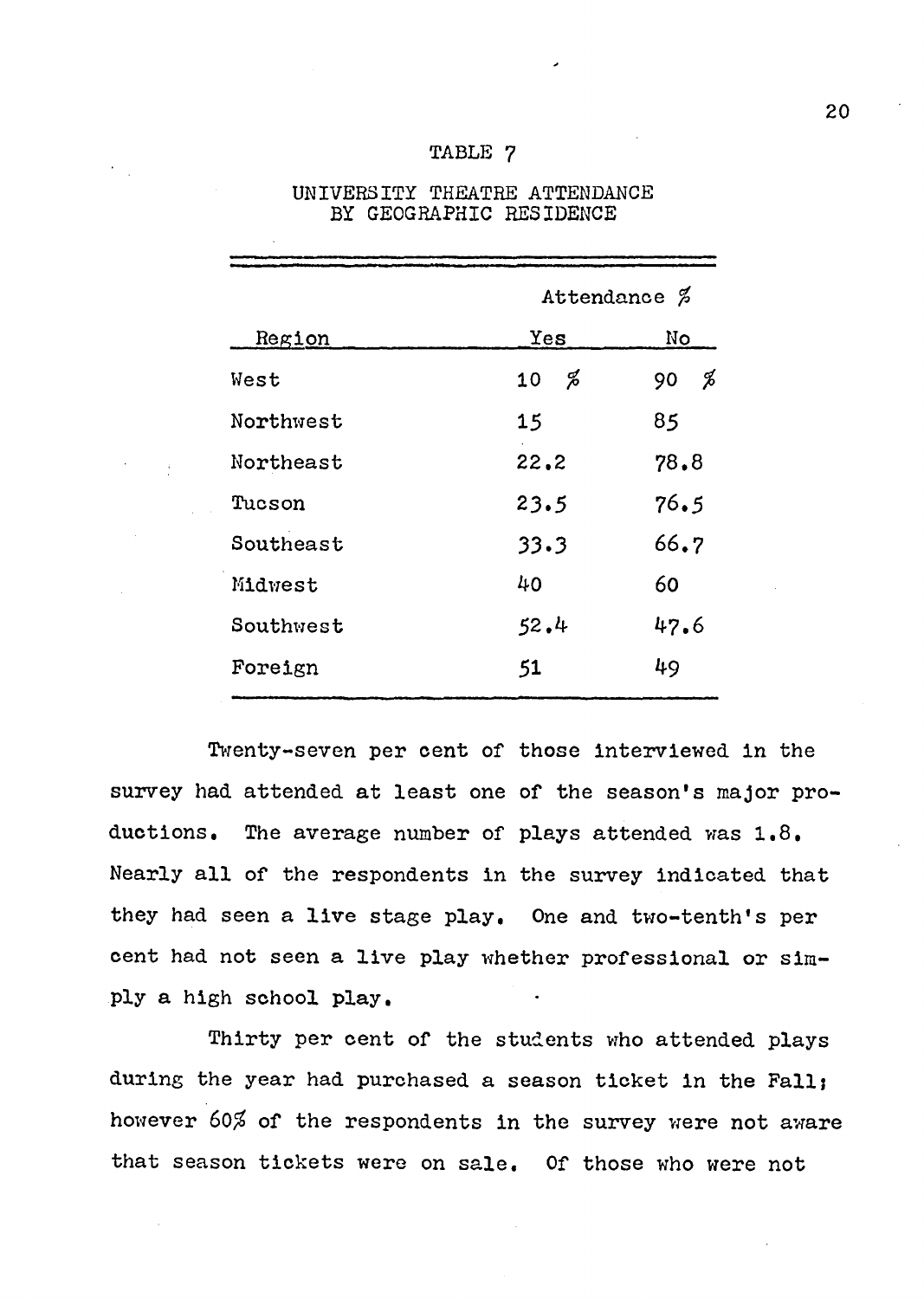TABLE 7

UNIVERSITY THEATRE ATTENDANCE BY GEOGRAPHIC RESIDENCE

| | Attendance % | |
|---|---|---|
| Region | Yes | No |
| West | 10 % | 90 % |
| Northwest | 15 | 85 |
| Northeast | 22.2 | 78.8 |
| Tucson | 23.5 | 76.5 |
| Southeast | 33.3 | 66.7 |
| Midwest | 40 | 60 |
| Southwest | 52.4 | 47.6 |
| Foreign | 51 | 49 |

Twenty-seven per cent of those interviewed in the survey had attended at least one of the season's major productions. The average number of plays attended was 1.8. Nearly all of the respondents in the survey indicated that they had seen a live stage play. One and two-tenth's per cent had not seen a live play whether professional or simply a high school play.

Thirty per cent of the students who attended plays during the year had purchased a season ticket in the Fall; however 60% of the respondents in the survey were not aware that season tickets were on sale. Of those who were not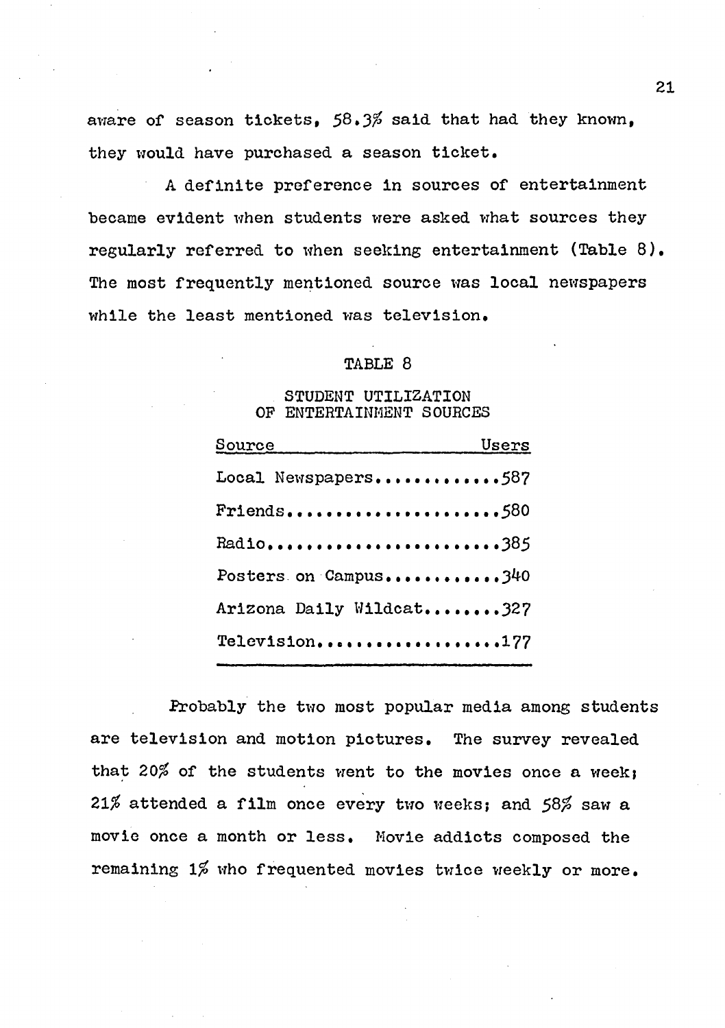aware of season tickets, 58.3% said that had they known, they would have purchased a season ticket.

A definite preference in sources of entertainment became evident when students were asked what sources they regularly referred to when seeking entertainment (Table 8). The most frequently mentioned source was local newspapers while the least mentioned was television.

TABLE 8

STUDENT UTILIZATION OF ENTERTAINMENT SOURCES

| Source | Users |
|---|---|
| Local Newspapers | 587 |
| Friends | 580 |
| Radio | 385 |
| Posters on Campus | 340 |
| Arizona Daily Wildcat | 327 |
| Television | 177 |

Probably the two most popular media among students are television and motion pictures. The survey revealed that 20% of the students went to the movies once a week; 21% attended a film once every two weeks; and 58% saw a movie once a month or less. Movie addicts composed the remaining 1% who frequented movies twice weekly or more.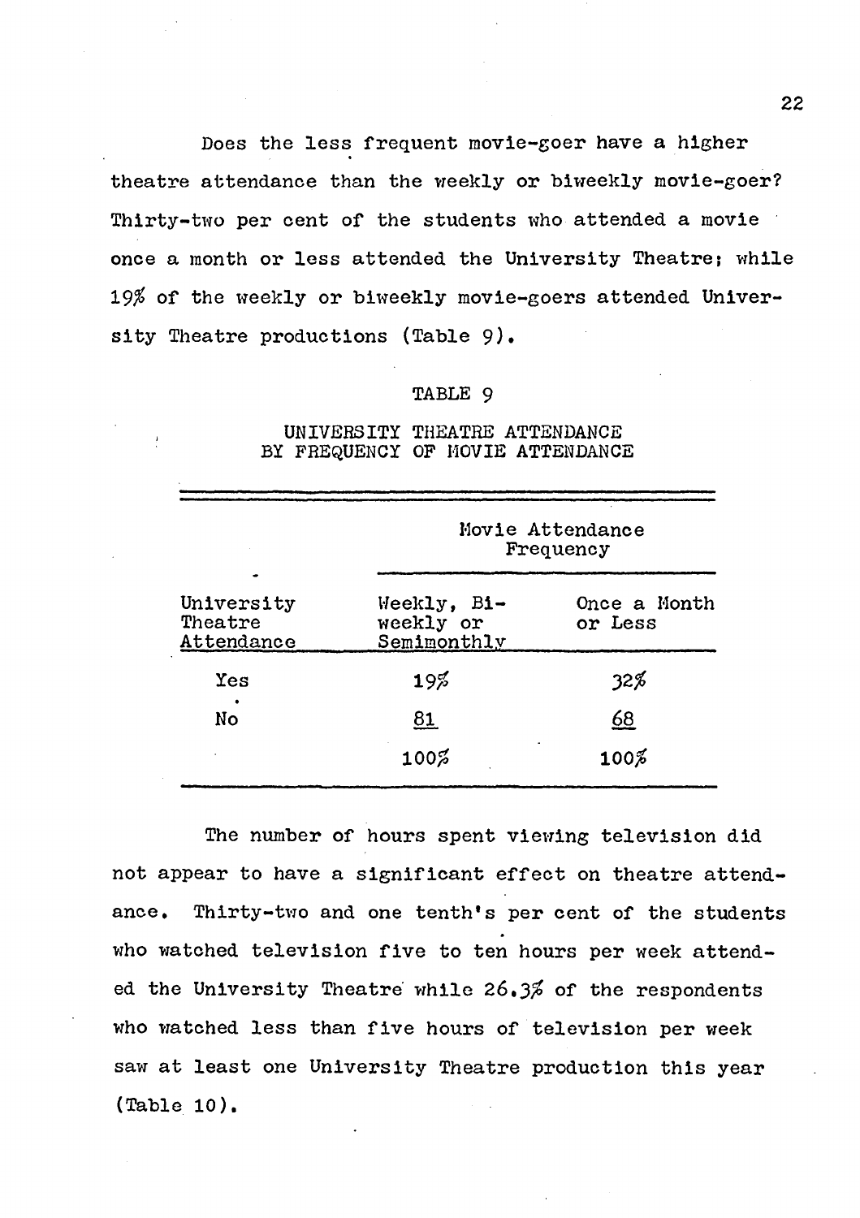Does the less frequent movie-goer have a higher theatre attendance than the weekly or biweekly movie-goer? Thirty-two per cent of the students who attended a movie once a month or less attended the University Theatre; while 19% of the weekly or biweekly movie-goers attended University Theatre productions (Table 9).

TABLE 9

UNIVERSITY THEATRE ATTENDANCE BY FREQUENCY OF MOVIE ATTENDANCE

| | Movie Attendance Frequency | |
|---|---|---|
| University Theatre Attendance | Weekly, Biweekly or Semimonthly | Once a Month or Less |
| Yes | 19% | 32% |
| No | 81 | 68 |
| | 100% | 100% |

The number of hours spent viewing television did not appear to have a significant effect on theatre attendance. Thirty-two and one tenth's per cent of the students who watched television five to ten hours per week attended the University Theatre while 26.3% of the respondents who watched less than five hours of television per week saw at least one University Theatre production this year (Table 10).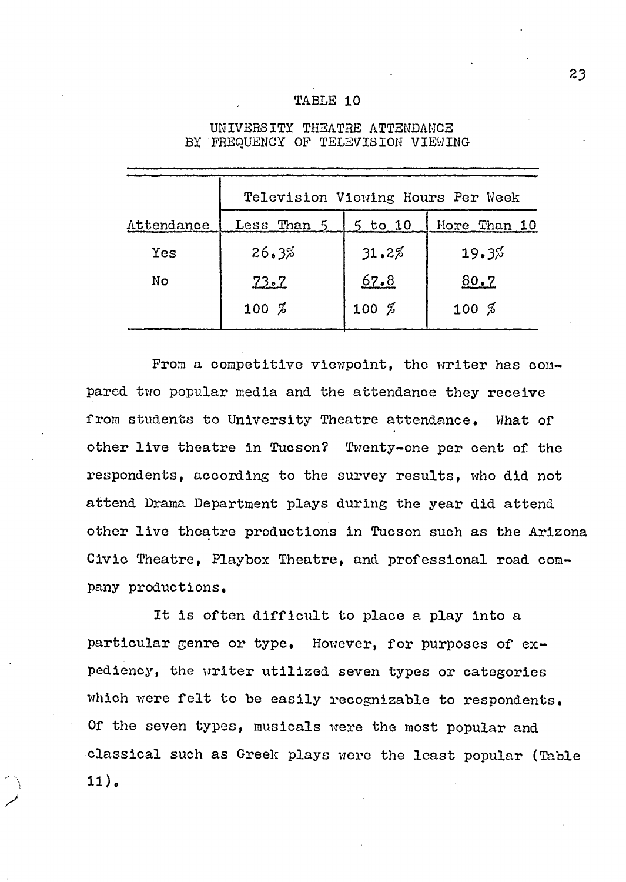TABLE 10

UNIVERSITY THEATRE ATTENDANCE BY FREQUENCY OF TELEVISION VIEWING

| | Television Viewing Hours Per Week | | |
|---|---|---|---|
| Attendance | Less Than 5 | 5 to 10 | More Than 10 |
| Yes | 26.3% | 31.2% | 19.3% |
| No | 73.7 | 67.8 | 80.7 |
| | 100 % | 100 % | 100 % |

From a competitive viewpoint, the writer has compared two popular media and the attendance they receive from students to University Theatre attendance. What of other live theatre in Tucson? Twenty-one per cent of the respondents, according to the survey results, who did not attend Drama Department plays during the year did attend other live theatre productions in Tucson such as the Arizona Civic Theatre, Playbox Theatre, and professional road company productions.

It is often difficult to place a play into a particular genre or type. However, for purposes of expediency, the writer utilized seven types or categories which were felt to be easily recognizable to respondents. Of the seven types, musicals were the most popular and classical such as Greek plays were the least popular (Table 11).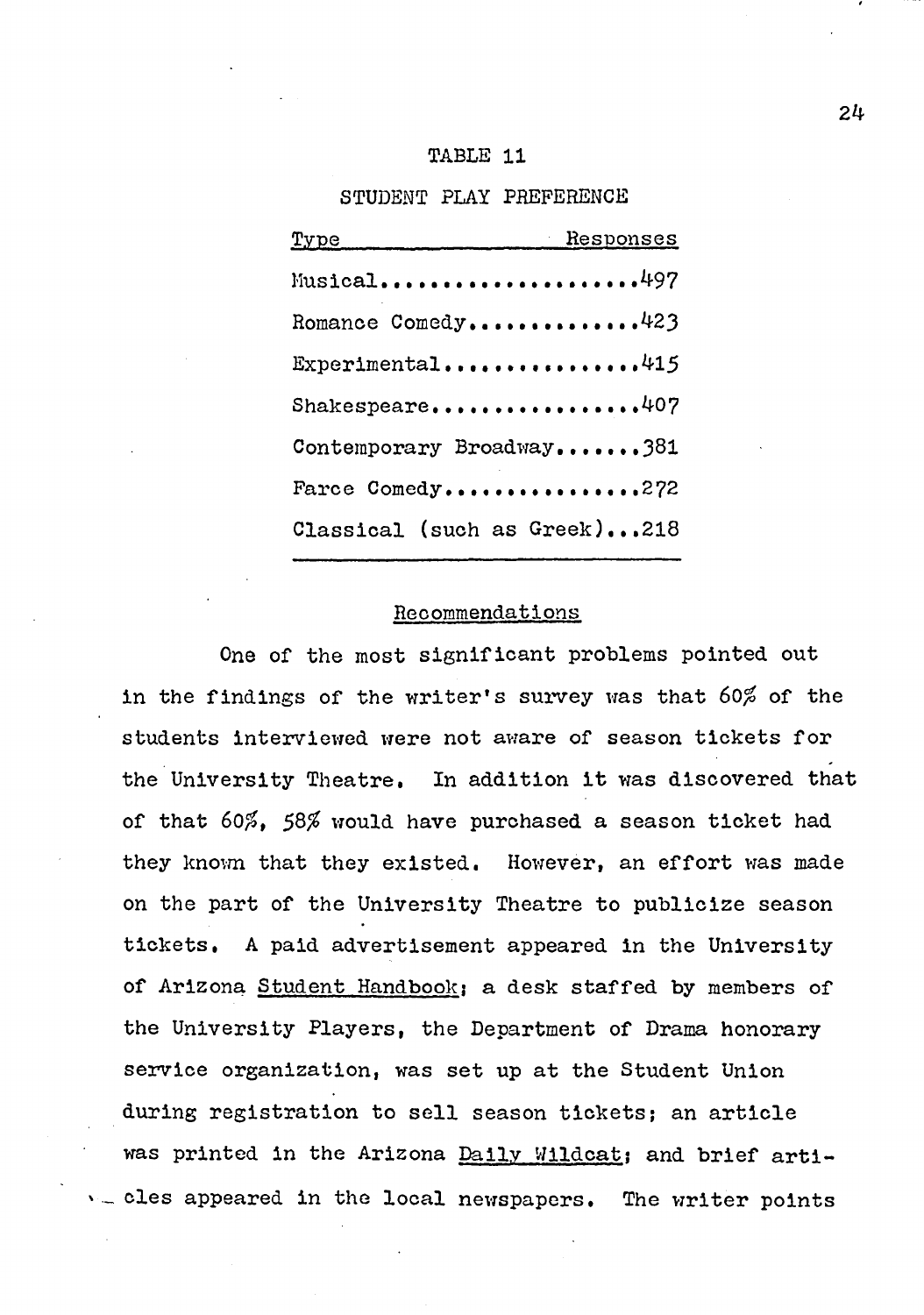TABLE 11

STUDENT PLAY PREFERENCE

| Type | Responses |
|---|---|
| Musical | 497 |
| Romance Comedy | 423 |
| Experimental | 415 |
| Shakespeare | 407 |
| Contemporary Broadway | 381 |
| Farce Comedy | 272 |
| Classical (such as Greek) | 218 |

## Recommendations

One of the most significant problems pointed out in the findings of the writer's survey was that 60% of the students interviewed were not aware of season tickets for the University Theatre. In addition it was discovered that of that 60%, 58% would have purchased a season ticket had they known that they existed. However, an effort was made on the part of the University Theatre to publicize season tickets. A paid advertisement appeared in the University of Arizona Student Handbook; a desk staffed by members of the University Players, the Department of Drama honorary service organization, was set up at the Student Union during registration to sell season tickets; an article was printed in the Arizona Daily Wildcat; and brief articles appeared in the local newspapers. The writer points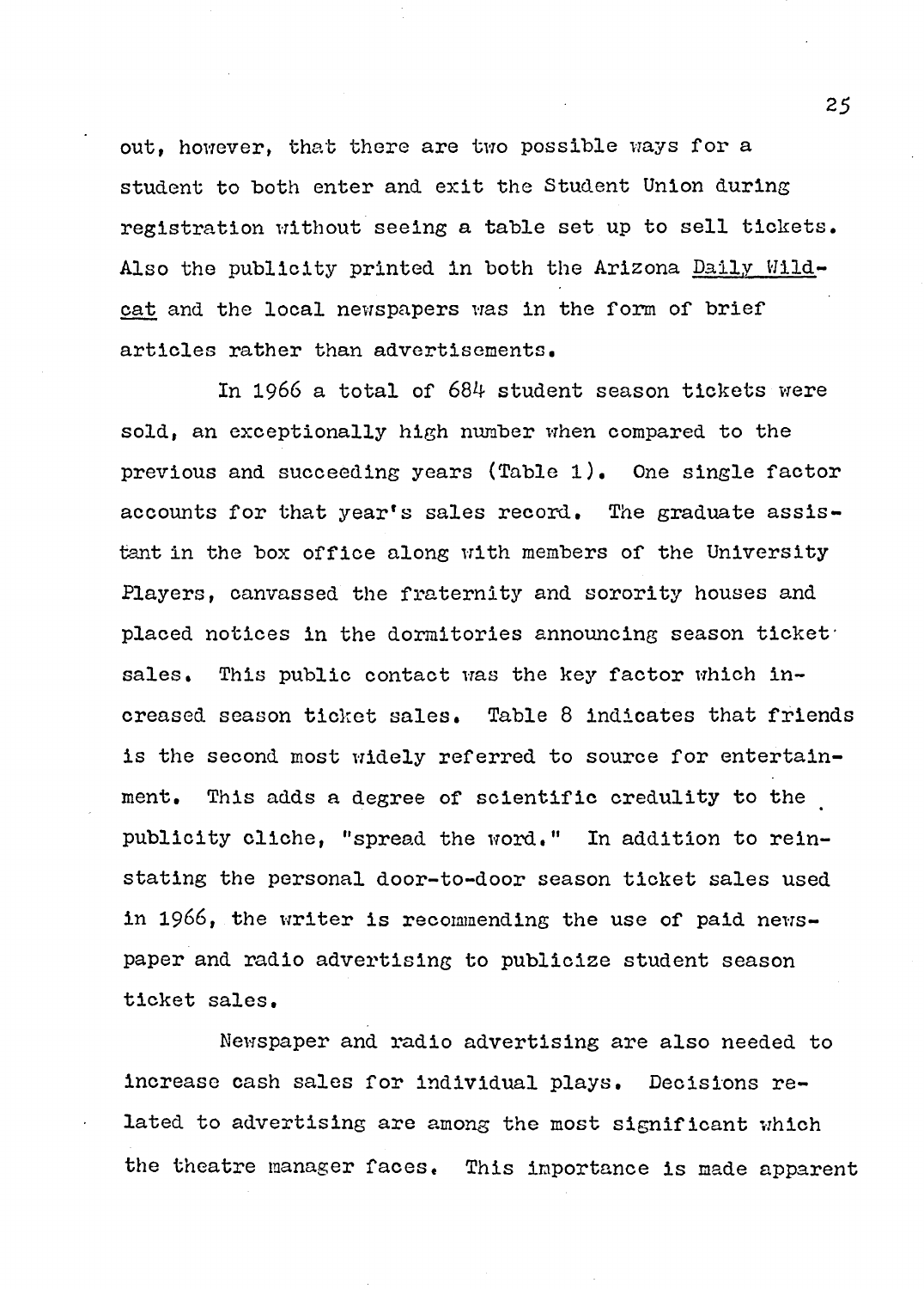out, however, that there are two possible ways for a student to both enter and exit the Student Union during registration without seeing a table set up to sell tickets. Also the publicity printed in both the Arizona Daily Wildcat and the local newspapers was in the form of brief articles rather than advertisements.

In 1966 a total of 684 student season tickets were sold, an exceptionally high number when compared to the previous and succeeding years (Table 1). One single factor accounts for that year's sales record. The graduate assistant in the box office along with members of the University Players, canvassed the fraternity and sorority houses and placed notices in the dormitories announcing season ticket sales. This public contact was the key factor which increased season ticket sales. Table 8 indicates that friends is the second most widely referred to source for entertainment. This adds a degree of scientific credulity to the publicity cliche, "spread the word." In addition to reinstating the personal door-to-door season ticket sales used in 1966, the writer is recommending the use of paid newspaper and radio advertising to publicize student season ticket sales.

Newspaper and radio advertising are also needed to increase cash sales for individual plays. Decisions related to advertising are among the most significant which the theatre manager faces. This importance is made apparent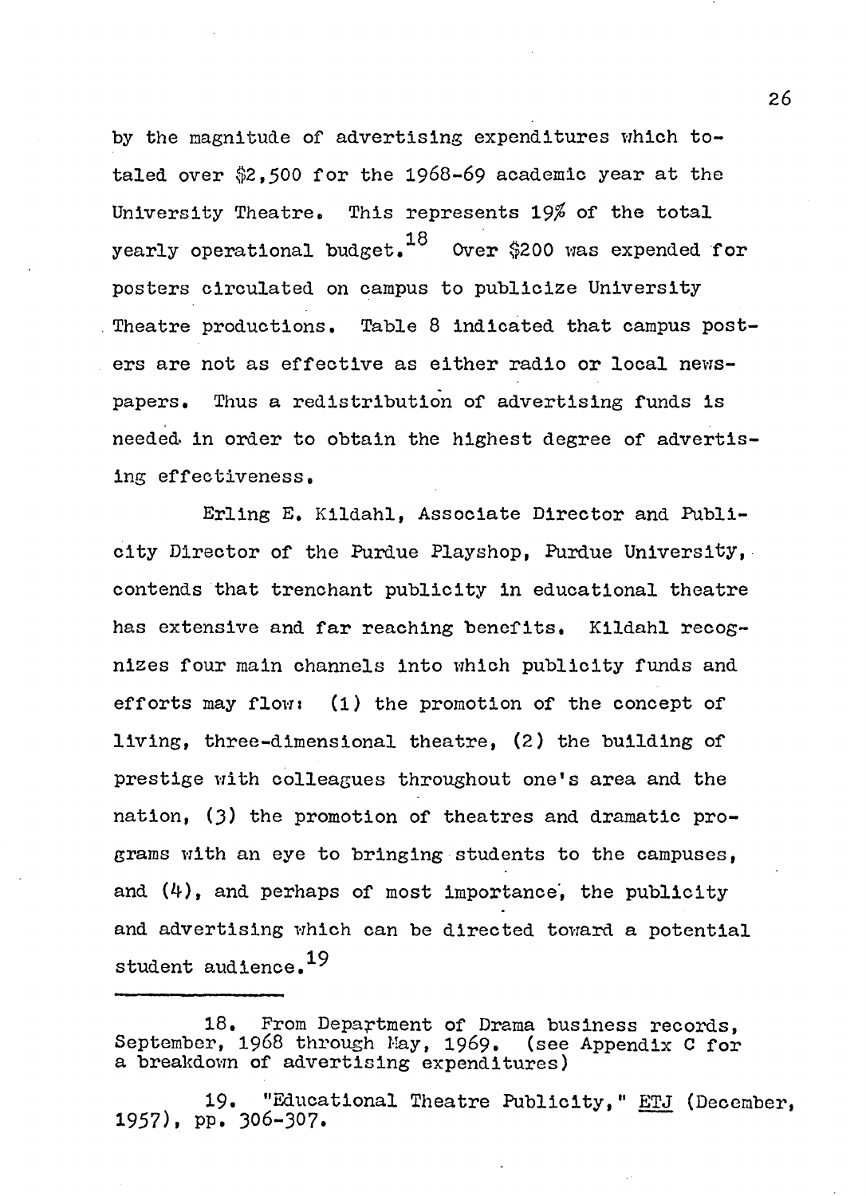by the magnitude of advertising expenditures which totaled over $2,500 for the 1968-69 academic year at the University Theatre. This represents 19% of the total yearly operational budget.[18] Over $200 was expended for posters circulated on campus to publicize University Theatre productions. Table 8 indicated that campus posters are not as effective as either radio or local newspapers. Thus a redistribution of advertising funds is needed in order to obtain the highest degree of advertising effectiveness.

Erling E. Kildahl, Associate Director and Publicity Director of the Purdue Playshop, Purdue University, contends that trenchant publicity in educational theatre has extensive and far reaching benefits. Kildahl recognizes four main channels into which publicity funds and efforts may flow: (1) the promotion of the concept of living, three-dimensional theatre, (2) the building of prestige with colleagues throughout one's area and the nation, (3) the promotion of theatres and dramatic programs with an eye to bringing students to the campuses, and (4), and perhaps of most importance, the publicity and advertising which can be directed toward a potential student audience.[19]

---

18. From Department of Drama business records, September, 1968 through May, 1969. (see Appendix C for a breakdown of advertising expenditures)

19. "Educational Theatre Publicity," _ETJ_ (December, 1957), pp. 306-307.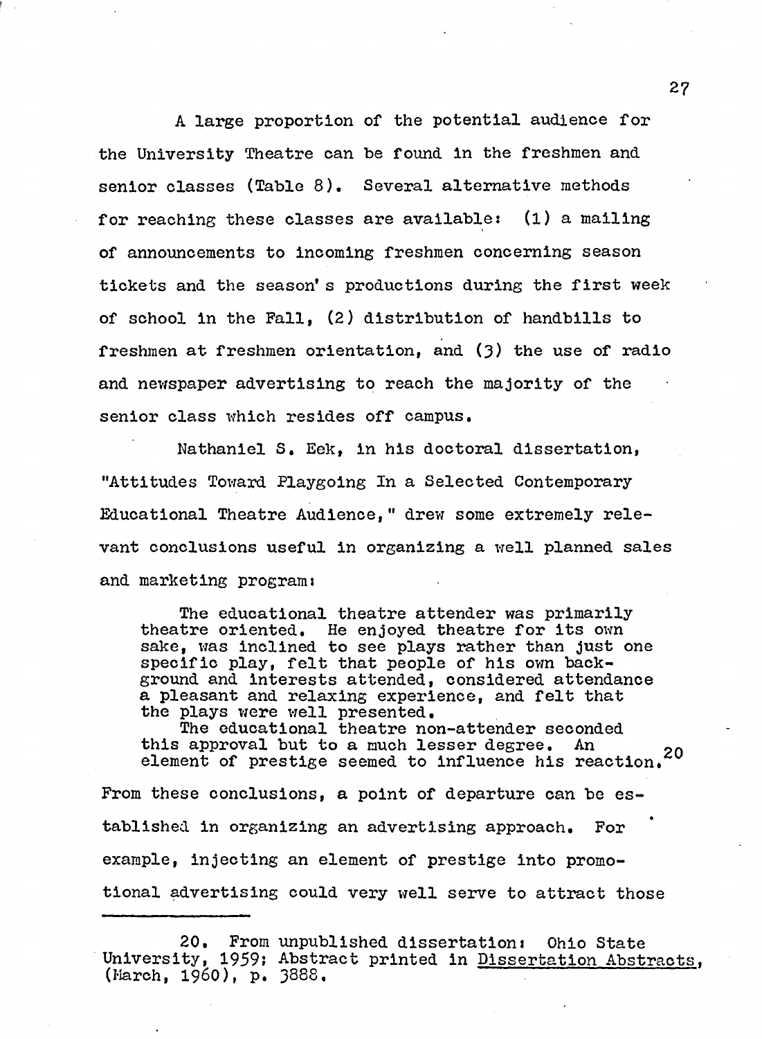A large proportion of the potential audience for the University Theatre can be found in the freshmen and senior classes (Table 8). Several alternative methods for reaching these classes are available: (1) a mailing of announcements to incoming freshmen concerning season tickets and the season's productions during the first week of school in the Fall, (2) distribution of handbills to freshmen at freshmen orientation, and (3) the use of radio and newspaper advertising to reach the majority of the senior class which resides off campus.

Nathaniel S. Eek, in his doctoral dissertation, "Attitudes Toward Playgoing In a Selected Contemporary Educational Theatre Audience," drew some extremely relevant conclusions useful in organizing a well planned sales and marketing program:

> The educational theatre attender was primarily theatre oriented. He enjoyed theatre for its own sake, was inclined to see plays rather than just one specific play, felt that people of his own background and interests attended, considered attendance a pleasant and relaxing experience, and felt that the plays were well presented.
>
> The educational theatre non-attender seconded this approval but to a much lesser degree. An element of prestige seemed to influence his reaction.[20]

From these conclusions, a point of departure can be established in organizing an advertising approach. For example, injecting an element of prestige into promotional advertising could very well serve to attract those

---

20. From unpublished dissertation: Ohio State University, 1959; Abstract printed in Dissertation Abstracts, (March, 1960), p. 3888.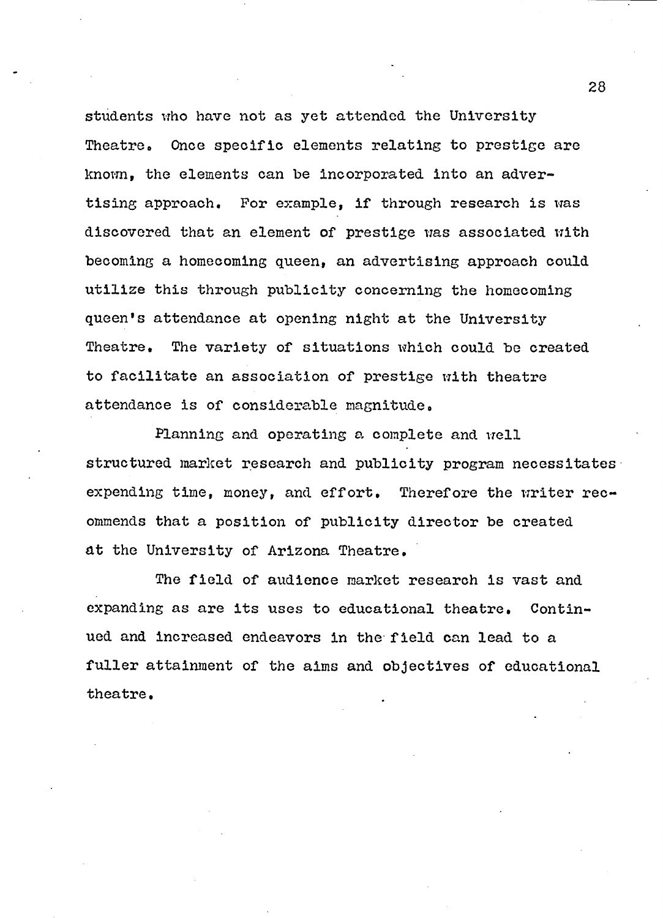students who have not as yet attended the University Theatre. Once specific elements relating to prestige are known, the elements can be incorporated into an advertising approach. For example, if through research is was discovered that an element of prestige was associated with becoming a homecoming queen, an advertising approach could utilize this through publicity concerning the homecoming queen's attendance at opening night at the University Theatre. The variety of situations which could be created to facilitate an association of prestige with theatre attendance is of considerable magnitude.

Planning and operating a complete and well structured market research and publicity program necessitates expending time, money, and effort. Therefore the writer recommends that a position of publicity director be created at the University of Arizona Theatre.

The field of audience market research is vast and expanding as are its uses to educational theatre. Continued and increased endeavors in the field can lead to a fuller attainment of the aims and objectives of educational theatre.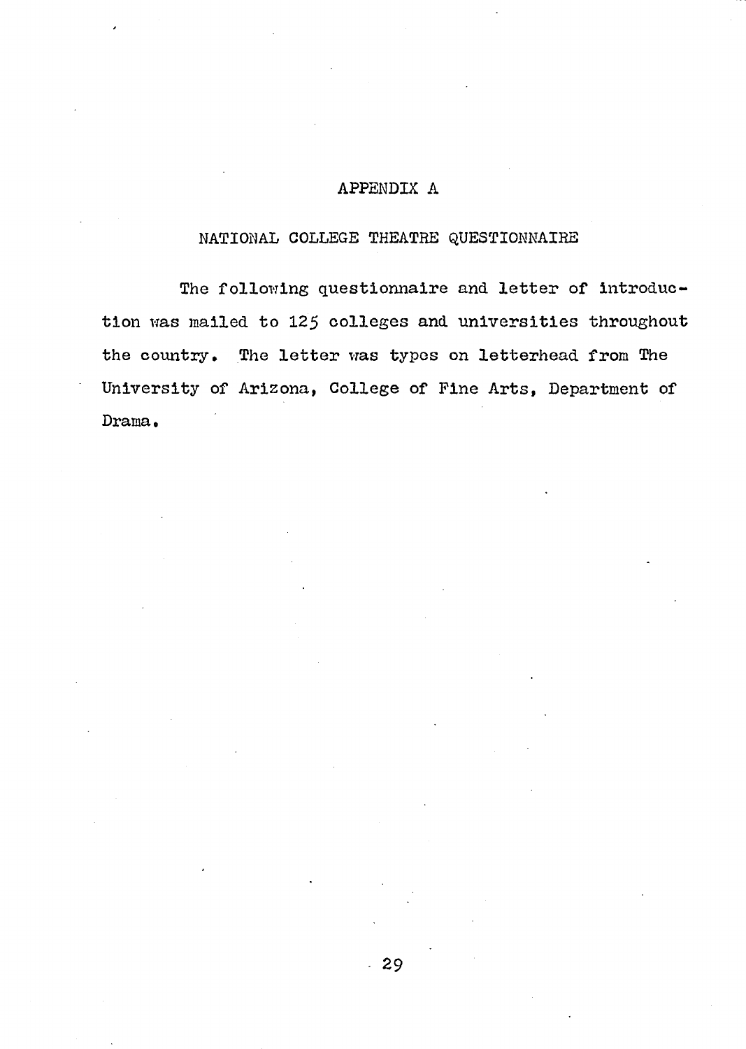# APPENDIX A

## NATIONAL COLLEGE THEATRE QUESTIONNAIRE

The following questionnaire and letter of introduction was mailed to 125 colleges and universities throughout the country. The letter was types on letterhead from The University of Arizona, College of Fine Arts, Department of Drama.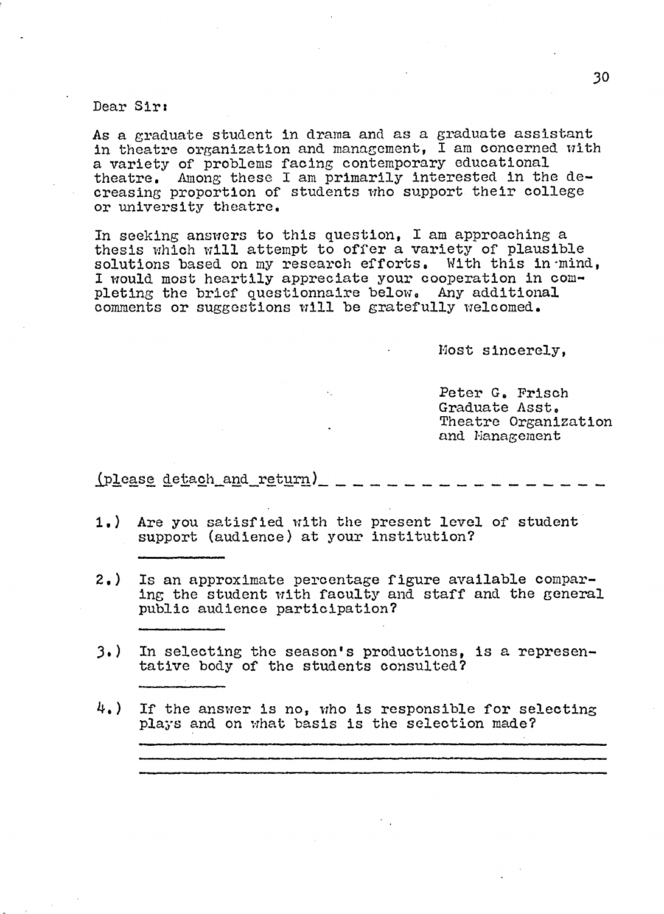Dear Sir:

As a graduate student in drama and as a graduate assistant in theatre organization and management, I am concerned with a variety of problems facing contemporary educational theatre. Among these I am primarily interested in the decreasing proportion of students who support their college or university theatre.

In seeking answers to this question, I am approaching a thesis which will attempt to offer a variety of plausible solutions based on my research efforts. With this in mind, I would most heartily appreciate your cooperation in completing the brief questionnaire below. Any additional comments or suggestions will be gratefully welcomed.

Most sincerely,

Peter G. Frisch
Graduate Asst.
Theatre Organization
and Management

(please detach and return) _ _ _ _ _ _ _ _ _ _ _ _ _ _ _ _ _

1.) Are you satisfied with the present level of student support (audience) at your institution?

\_\_\_\_\_\_\_\_\_\_

2.) Is an approximate percentage figure available comparing the student with faculty and staff and the general public audience participation?

\_\_\_\_\_\_\_\_\_\_

3.) In selecting the season's productions, is a representative body of the students consulted?

\_\_\_\_\_\_\_\_\_\_

4.) If the answer is no, who is responsible for selecting plays and on what basis is the selection made?

\_\_\_\_\_\_\_\_\_\_\_\_\_\_\_\_\_\_\_\_\_\_\_\_\_\_\_\_\_\_\_\_\_\_\_\_\_\_\_\_\_\_\_\_

\_\_\_\_\_\_\_\_\_\_\_\_\_\_\_\_\_\_\_\_\_\_\_\_\_\_\_\_\_\_\_\_\_\_\_\_\_\_\_\_\_\_\_\_

\_\_\_\_\_\_\_\_\_\_\_\_\_\_\_\_\_\_\_\_\_\_\_\_\_\_\_\_\_\_\_\_\_\_\_\_\_\_\_\_\_\_\_\_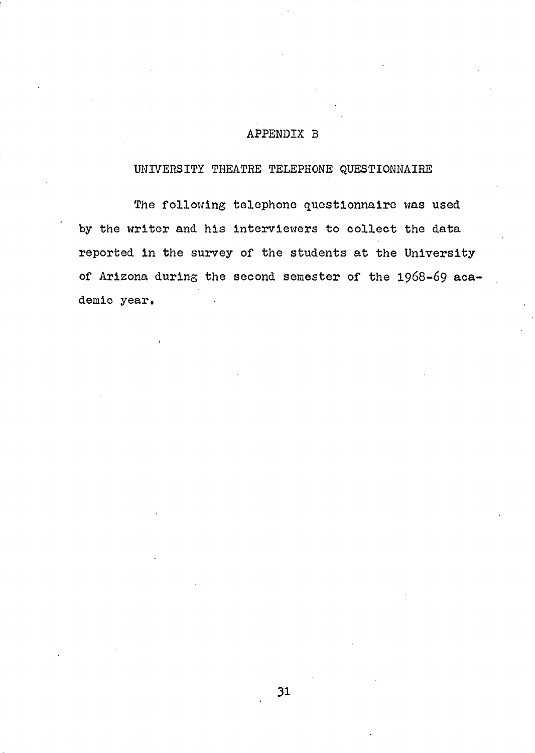# APPENDIX B

## UNIVERSITY THEATRE TELEPHONE QUESTIONNAIRE

The following telephone questionnaire was used by the writer and his interviewers to collect the data reported in the survey of the students at the University of Arizona during the second semester of the 1968-69 academic year.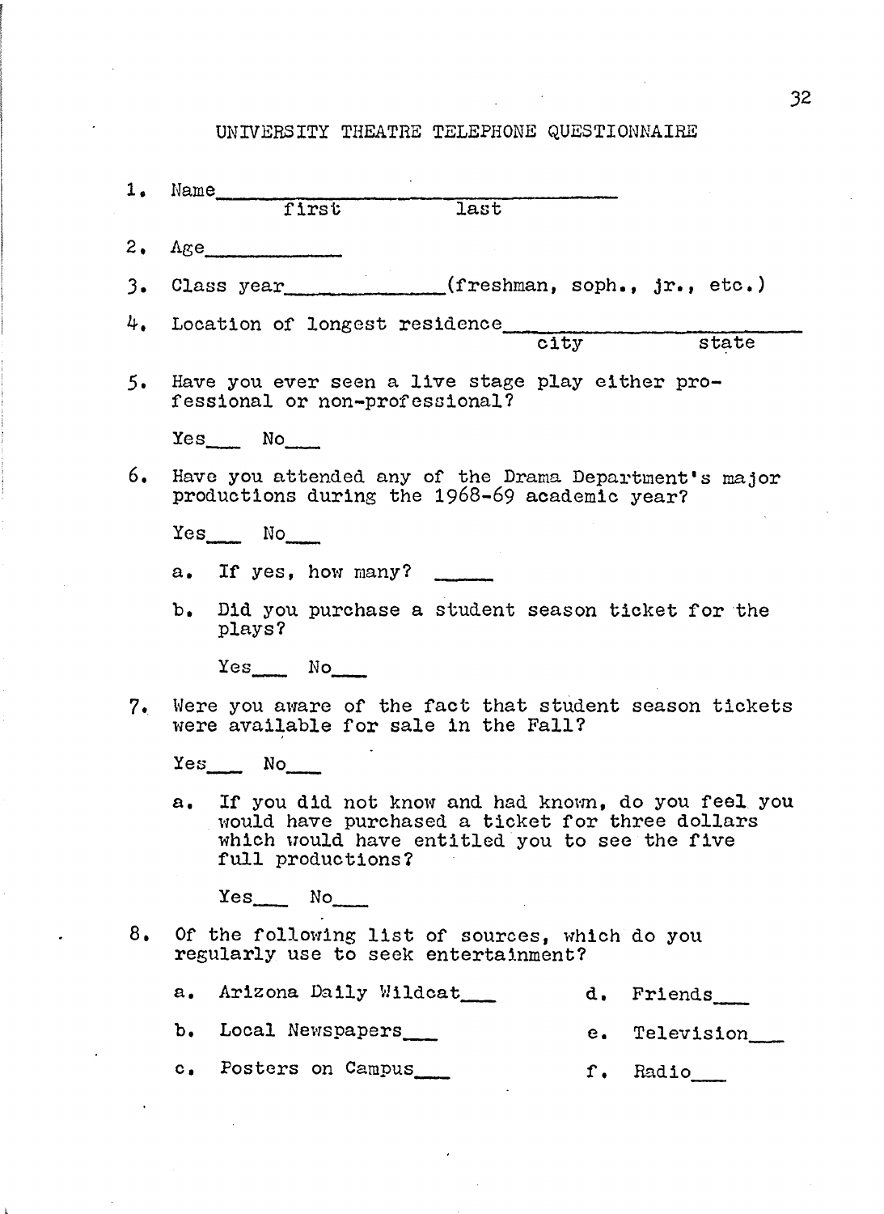# UNIVERSITY THEATRE TELEPHONE QUESTIONNAIRE

1. Name___________________________
   first          last

2. Age__________

3. Class year__________(freshman, soph., jr., etc.)

4. Location of longest residence__________________
   city          state

5. Have you ever seen a live stage play either professional or non-professional?

   Yes___ No___

6. Have you attended any of the Drama Department's major productions during the 1968-69 academic year?

   Yes___ No___

   a. If yes, how many? _____

   b. Did you purchase a student season ticket for the plays?

      Yes___ No___

7. Were you aware of the fact that student season tickets were available for sale in the Fall?

   Yes___ No___

   a. If you did not know and had known, do you feel you would have purchased a ticket for three dollars which would have entitled you to see the five full productions?

      Yes___ No___

8. Of the following list of sources, which do you regularly use to seek entertainment?

   a. Arizona Daily Wildcat___
   b. Local Newspapers___
   c. Posters on Campus___
   d. Friends___
   e. Television___
   f. Radio___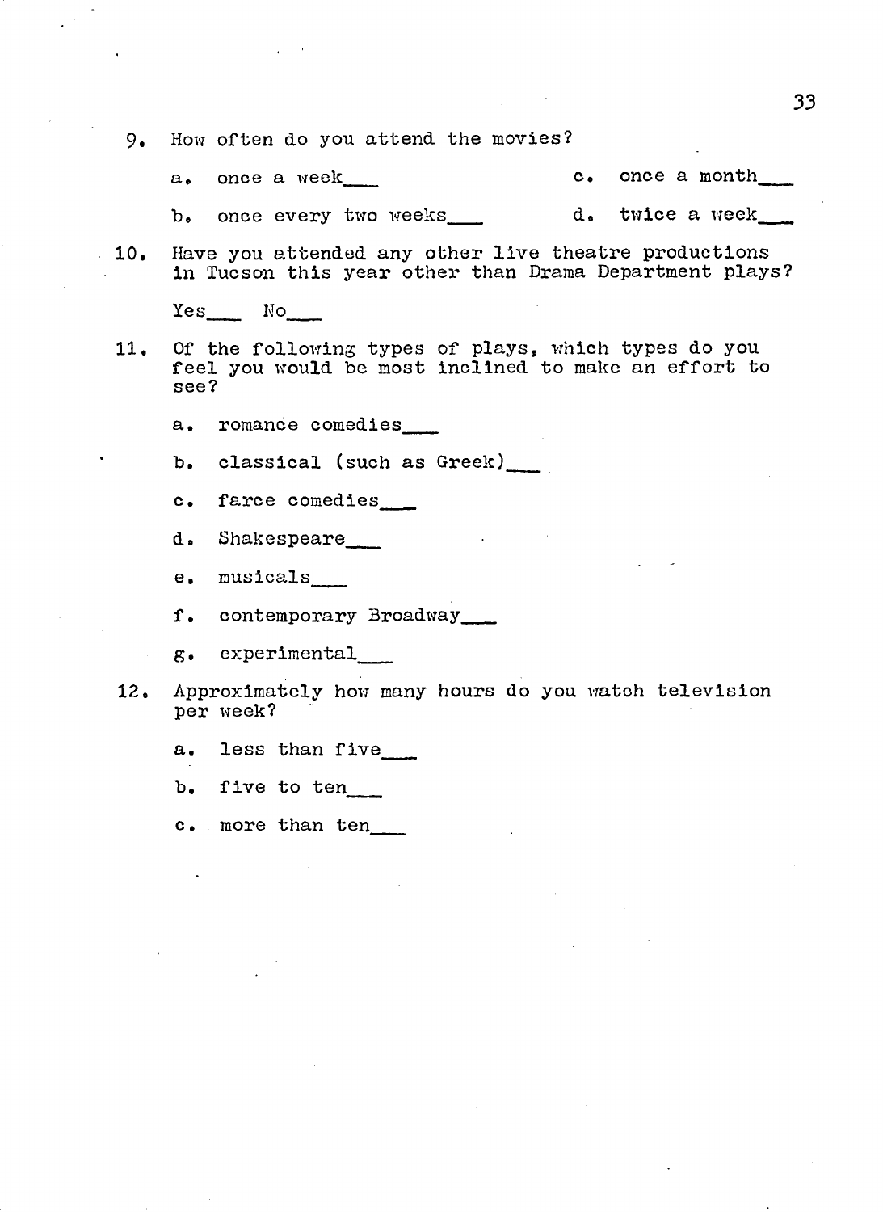9. How often do you attend the movies?

   a. once a week___ c. once a month___

   b. once every two weeks___ d. twice a week___

10. Have you attended any other live theatre productions in Tucson this year other than Drama Department plays?

    Yes___ No___

11. Of the following types of plays, which types do you feel you would be most inclined to make an effort to see?

    a. romance comedies___

    b. classical (such as Greek)___

    c. farce comedies___

    d. Shakespeare___

    e. musicals___

    f. contemporary Broadway___

    g. experimental___

12. Approximately how many hours do you watch television per week?

    a. less than five___

    b. five to ten___

    c. more than ten___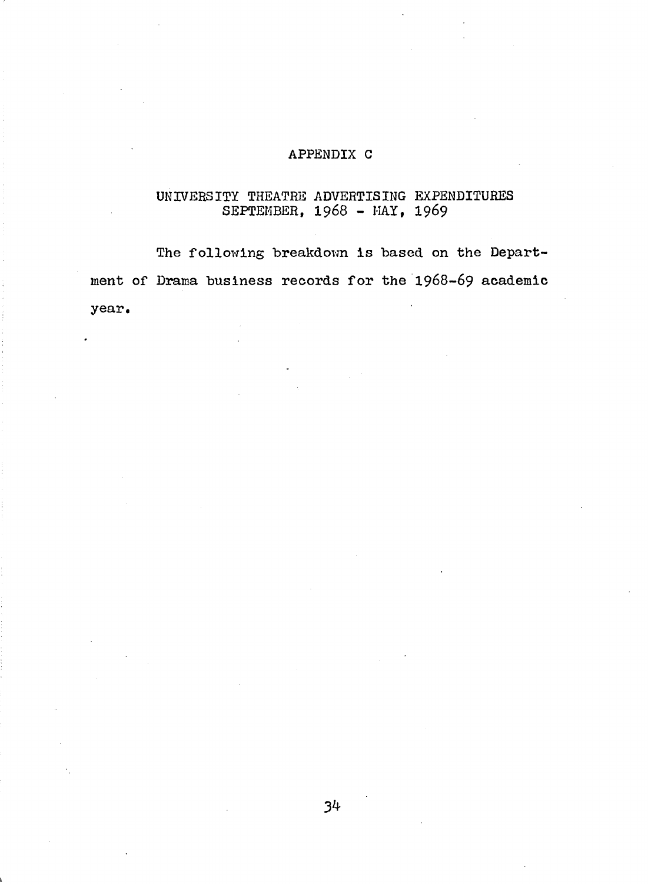# APPENDIX C

## UNIVERSITY THEATRE ADVERTISING EXPENDITURES SEPTEMBER, 1968 - MAY, 1969

The following breakdown is based on the Department of Drama business records for the 1968-69 academic year.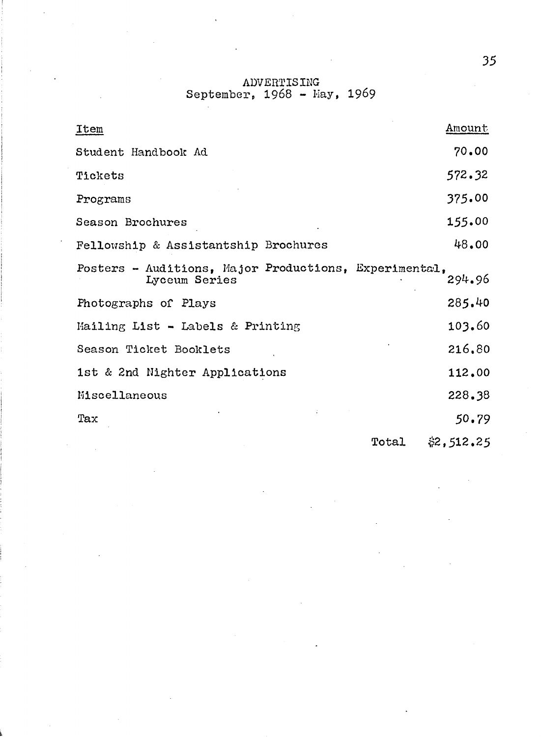# ADVERTISING
## September, 1968 - May, 1969

| Item | Amount |
|---|---|
| Student Handbook Ad | 70.00 |
| Tickets | 572.32 |
| Programs | 375.00 |
| Season Brochures | 155.00 |
| Fellowship & Assistantship Brochures | 48.00 |
| Posters - Auditions, Major Productions, Experimental, Lyceum Series | 294.96 |
| Photographs of Plays | 285.40 |
| Mailing List - Labels & Printing | 103.60 |
| Season Ticket Booklets | 216.80 |
| 1st & 2nd Nighter Applications | 112.00 |
| Miscellaneous | 228.38 |
| Tax | 50.79 |
| Total | $2,512.25 |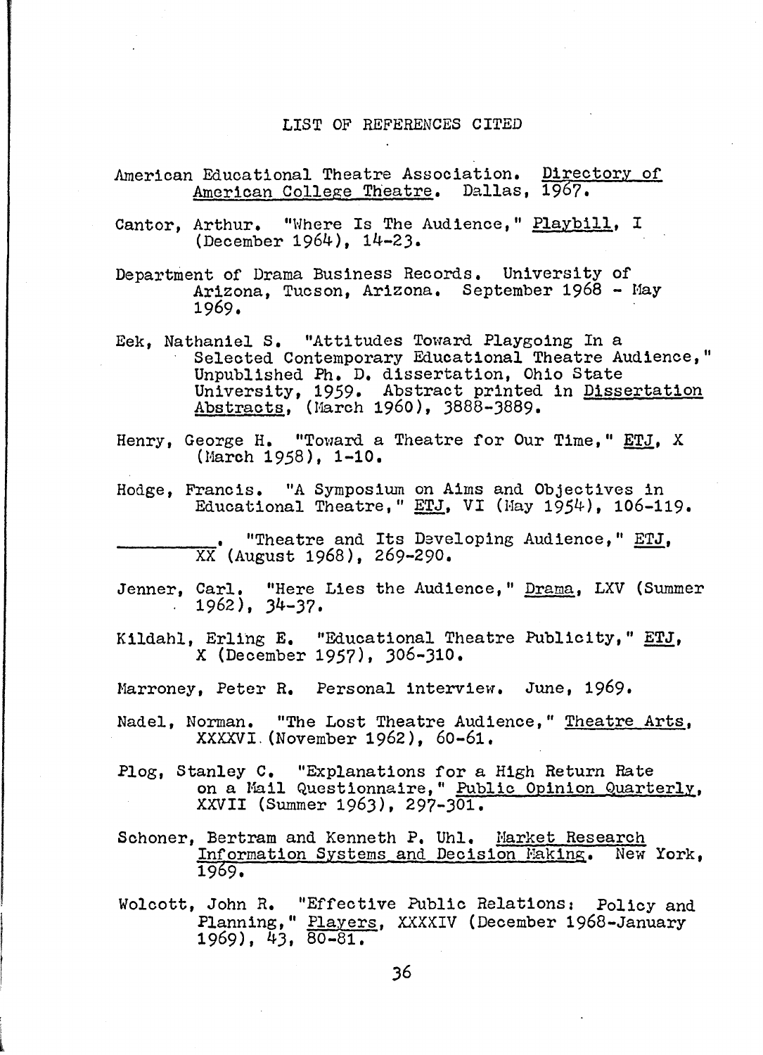# LIST OF REFERENCES CITED

American Educational Theatre Association. Directory of American College Theatre. Dallas, 1967.

Cantor, Arthur. "Where Is The Audience," Playbill, I (December 1964), 14-23.

Department of Drama Business Records. University of Arizona, Tucson, Arizona. September 1968 - May 1969.

Eek, Nathaniel S. "Attitudes Toward Playgoing In a Selected Contemporary Educational Theatre Audience," Unpublished Ph. D. dissertation, Ohio State University, 1959. Abstract printed in Dissertation Abstracts, (March 1960), 3888-3889.

Henry, George H. "Toward a Theatre for Our Time," ETJ, X (March 1958), 1-10.

Hodge, Francis. "A Symposium on Aims and Objectives in Educational Theatre," ETJ, VI (May 1954), 106-119.

\_\_\_\_\_\_\_\_\_. "Theatre and Its Developing Audience," ETJ, XX (August 1968), 269-290.

Jenner, Carl. "Here Lies the Audience," Drama, LXV (Summer 1962), 34-37.

Kildahl, Erling E. "Educational Theatre Publicity," ETJ, X (December 1957), 306-310.

Marroney, Peter R. Personal interview. June, 1969.

Nadel, Norman. "The Lost Theatre Audience," Theatre Arts, XXXXVI (November 1962), 60-61.

Plog, Stanley C. "Explanations for a High Return Rate on a Mail Questionnaire," Public Opinion Quarterly, XXVII (Summer 1963), 297-301.

Schoner, Bertram and Kenneth P. Uhl. Market Research Information Systems and Decision Making. New York, 1969.

Wolcott, John R. "Effective Public Relations: Policy and Planning," Players, XXXXIV (December 1968-January 1969), 43, 80-81.